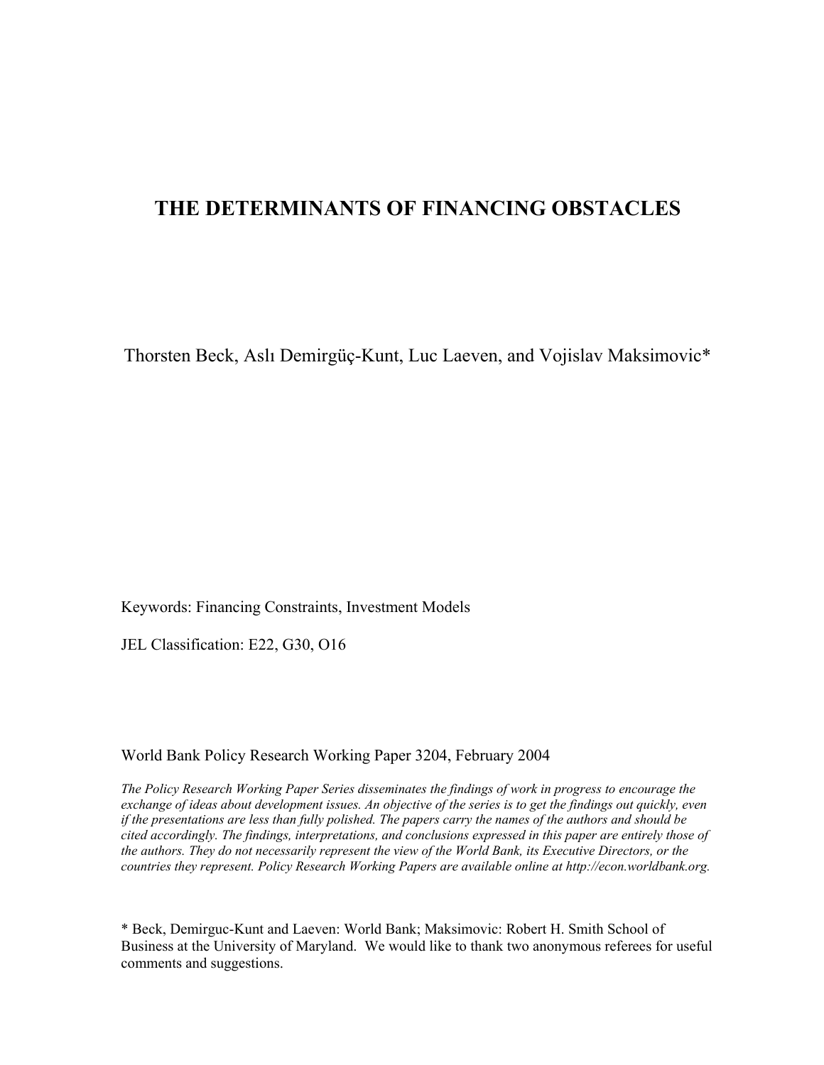# THE DETERMINANTS OF FINANCING OBSTACLES

Thorsten Beck, Aslı Demirgüç-Kunt, Luc Laeven, and Vojislav Maksimovic*

Keywords: Financing Constraints, Investment Models

JEL Classification: E22, G30, O16

World Bank Policy Research Working Paper 3204, February 2004

*The Policy Research Working Paper Series disseminates the findings of work in progress to encourage the exchange of ideas about development issues. An objective of the series is to get the findings out quickly, even if the presentations are less than fully polished. The papers carry the names of the authors and should be cited accordingly. The findings, interpretations, and conclusions expressed in this paper are entirely those of the authors. They do not necessarily represent the view of the World Bank, its Executive Directors, or the countries they represent. Policy Research Working Papers are available online at http://econ.worldbank.org.*

\* Beck, Demirguc-Kunt and Laeven: World Bank; Maksimovic: Robert H. Smith School of Business at the University of Maryland. We would like to thank two anonymous referees for useful comments and suggestions.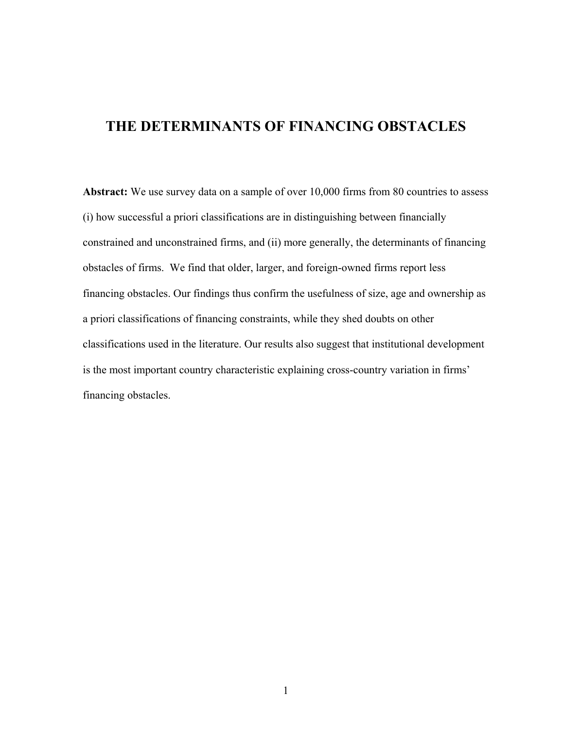# THE DETERMINANTS OF FINANCING OBSTACLES

**Abstract:** We use survey data on a sample of over 10,000 firms from 80 countries to assess (i) how successful a priori classifications are in distinguishing between financially constrained and unconstrained firms, and (ii) more generally, the determinants of financing obstacles of firms. We find that older, larger, and foreign-owned firms report less financing obstacles. Our findings thus confirm the usefulness of size, age and ownership as a priori classifications of financing constraints, while they shed doubts on other classifications used in the literature. Our results also suggest that institutional development is the most important country characteristic explaining cross-country variation in firms' financing obstacles.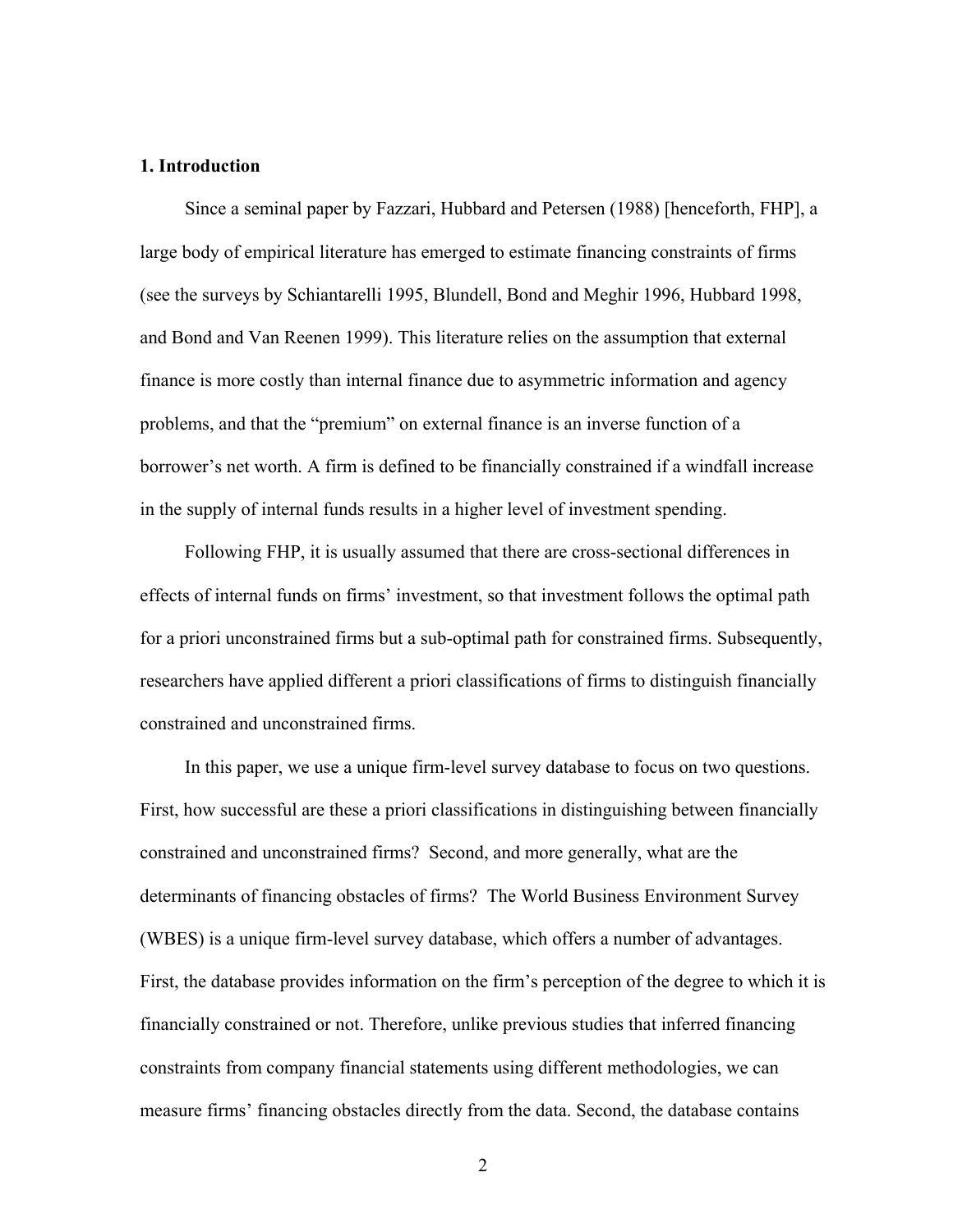## 1. Introduction

Since a seminal paper by Fazzari, Hubbard and Petersen (1988) [henceforth, FHP], a large body of empirical literature has emerged to estimate financing constraints of firms (see the surveys by Schiantarelli 1995, Blundell, Bond and Meghir 1996, Hubbard 1998, and Bond and Van Reenen 1999). This literature relies on the assumption that external finance is more costly than internal finance due to asymmetric information and agency problems, and that the "premium" on external finance is an inverse function of a borrower's net worth. A firm is defined to be financially constrained if a windfall increase in the supply of internal funds results in a higher level of investment spending.

Following FHP, it is usually assumed that there are cross-sectional differences in effects of internal funds on firms' investment, so that investment follows the optimal path for a priori unconstrained firms but a sub-optimal path for constrained firms. Subsequently, researchers have applied different a priori classifications of firms to distinguish financially constrained and unconstrained firms.

In this paper, we use a unique firm-level survey database to focus on two questions. First, how successful are these a priori classifications in distinguishing between financially constrained and unconstrained firms? Second, and more generally, what are the determinants of financing obstacles of firms? The World Business Environment Survey (WBES) is a unique firm-level survey database, which offers a number of advantages. First, the database provides information on the firm's perception of the degree to which it is financially constrained or not. Therefore, unlike previous studies that inferred financing constraints from company financial statements using different methodologies, we can measure firms' financing obstacles directly from the data. Second, the database contains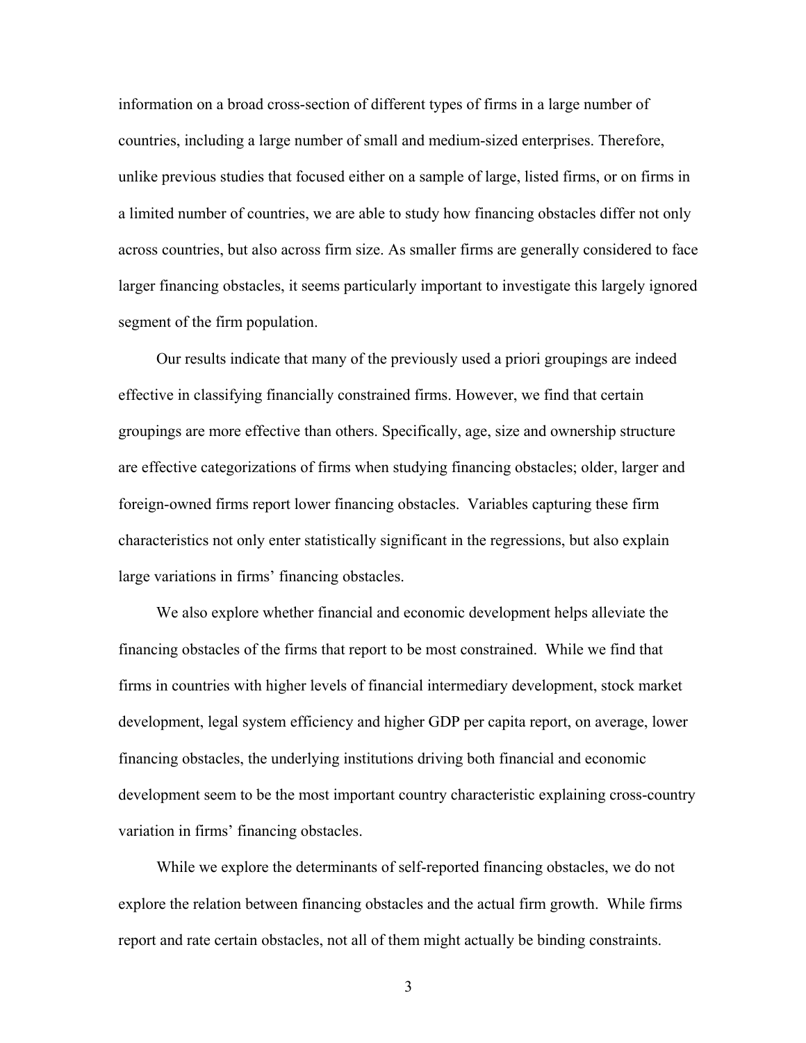information on a broad cross-section of different types of firms in a large number of countries, including a large number of small and medium-sized enterprises. Therefore, unlike previous studies that focused either on a sample of large, listed firms, or on firms in a limited number of countries, we are able to study how financing obstacles differ not only across countries, but also across firm size. As smaller firms are generally considered to face larger financing obstacles, it seems particularly important to investigate this largely ignored segment of the firm population.

Our results indicate that many of the previously used a priori groupings are indeed effective in classifying financially constrained firms. However, we find that certain groupings are more effective than others. Specifically, age, size and ownership structure are effective categorizations of firms when studying financing obstacles; older, larger and foreign-owned firms report lower financing obstacles. Variables capturing these firm characteristics not only enter statistically significant in the regressions, but also explain large variations in firms' financing obstacles.

We also explore whether financial and economic development helps alleviate the financing obstacles of the firms that report to be most constrained. While we find that firms in countries with higher levels of financial intermediary development, stock market development, legal system efficiency and higher GDP per capita report, on average, lower financing obstacles, the underlying institutions driving both financial and economic development seem to be the most important country characteristic explaining cross-country variation in firms' financing obstacles.

While we explore the determinants of self-reported financing obstacles, we do not explore the relation between financing obstacles and the actual firm growth. While firms report and rate certain obstacles, not all of them might actually be binding constraints.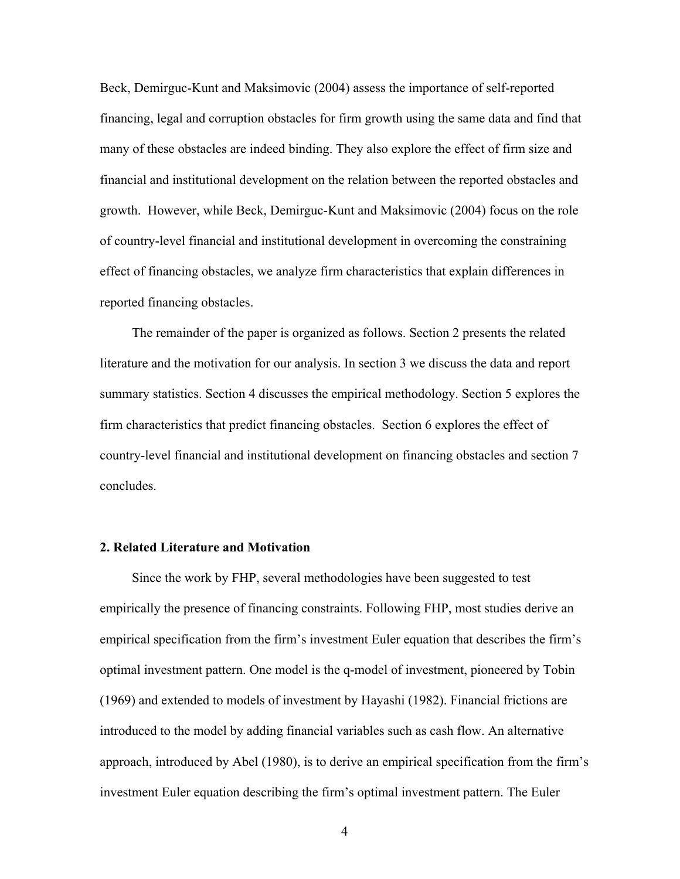Beck, Demirguc-Kunt and Maksimovic (2004) assess the importance of self-reported financing, legal and corruption obstacles for firm growth using the same data and find that many of these obstacles are indeed binding. They also explore the effect of firm size and financial and institutional development on the relation between the reported obstacles and growth. However, while Beck, Demirguc-Kunt and Maksimovic (2004) focus on the role of country-level financial and institutional development in overcoming the constraining effect of financing obstacles, we analyze firm characteristics that explain differences in reported financing obstacles.

The remainder of the paper is organized as follows. Section 2 presents the related literature and the motivation for our analysis. In section 3 we discuss the data and report summary statistics. Section 4 discusses the empirical methodology. Section 5 explores the firm characteristics that predict financing obstacles. Section 6 explores the effect of country-level financial and institutional development on financing obstacles and section 7 concludes.

## 2. Related Literature and Motivation

Since the work by FHP, several methodologies have been suggested to test empirically the presence of financing constraints. Following FHP, most studies derive an empirical specification from the firm's investment Euler equation that describes the firm's optimal investment pattern. One model is the q-model of investment, pioneered by Tobin (1969) and extended to models of investment by Hayashi (1982). Financial frictions are introduced to the model by adding financial variables such as cash flow. An alternative approach, introduced by Abel (1980), is to derive an empirical specification from the firm's investment Euler equation describing the firm's optimal investment pattern. The Euler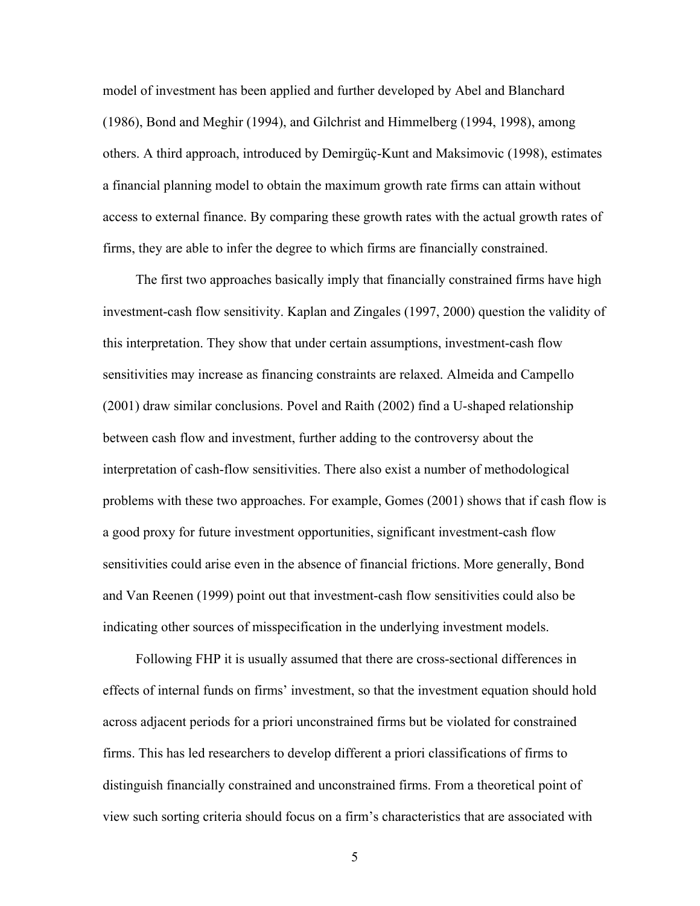model of investment has been applied and further developed by Abel and Blanchard (1986), Bond and Meghir (1994), and Gilchrist and Himmelberg (1994, 1998), among others. A third approach, introduced by Demirgüç-Kunt and Maksimovic (1998), estimates a financial planning model to obtain the maximum growth rate firms can attain without access to external finance. By comparing these growth rates with the actual growth rates of firms, they are able to infer the degree to which firms are financially constrained.

The first two approaches basically imply that financially constrained firms have high investment-cash flow sensitivity. Kaplan and Zingales (1997, 2000) question the validity of this interpretation. They show that under certain assumptions, investment-cash flow sensitivities may increase as financing constraints are relaxed. Almeida and Campello (2001) draw similar conclusions. Povel and Raith (2002) find a U-shaped relationship between cash flow and investment, further adding to the controversy about the interpretation of cash-flow sensitivities. There also exist a number of methodological problems with these two approaches. For example, Gomes (2001) shows that if cash flow is a good proxy for future investment opportunities, significant investment-cash flow sensitivities could arise even in the absence of financial frictions. More generally, Bond and Van Reenen (1999) point out that investment-cash flow sensitivities could also be indicating other sources of misspecification in the underlying investment models.

Following FHP it is usually assumed that there are cross-sectional differences in effects of internal funds on firms' investment, so that the investment equation should hold across adjacent periods for a priori unconstrained firms but be violated for constrained firms. This has led researchers to develop different a priori classifications of firms to distinguish financially constrained and unconstrained firms. From a theoretical point of view such sorting criteria should focus on a firm's characteristics that are associated with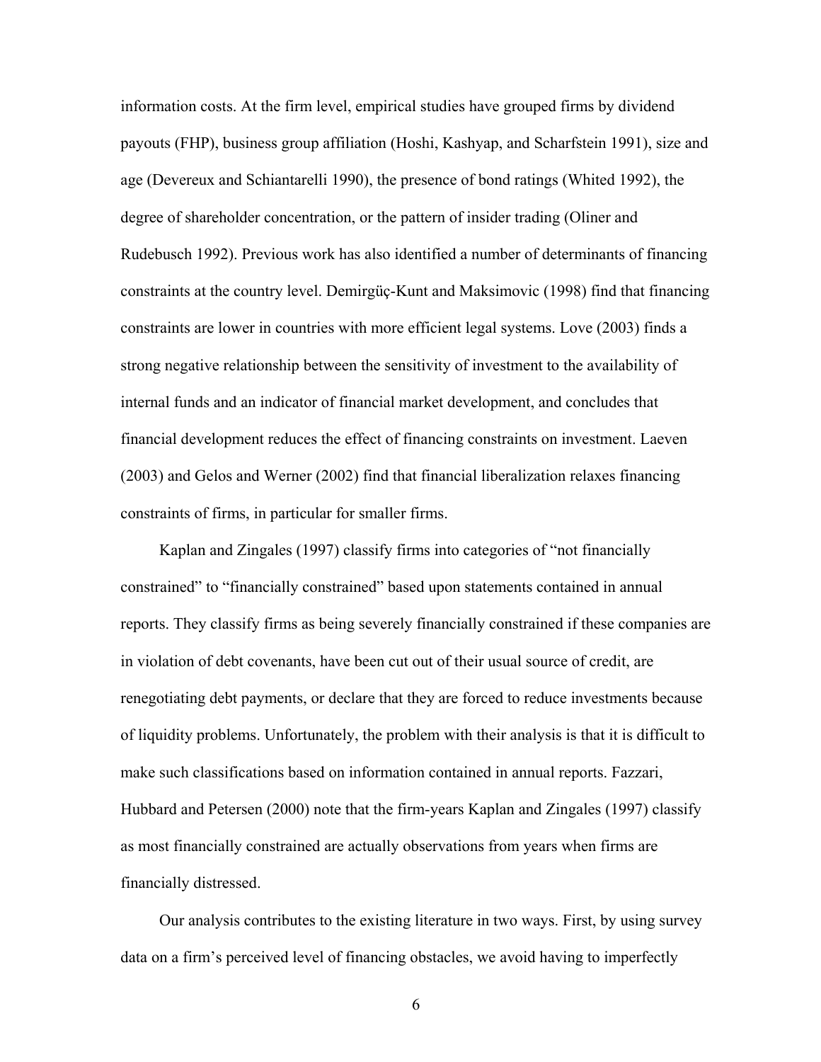information costs. At the firm level, empirical studies have grouped firms by dividend payouts (FHP), business group affiliation (Hoshi, Kashyap, and Scharfstein 1991), size and age (Devereux and Schiantarelli 1990), the presence of bond ratings (Whited 1992), the degree of shareholder concentration, or the pattern of insider trading (Oliner and Rudebusch 1992). Previous work has also identified a number of determinants of financing constraints at the country level. Demirgüç-Kunt and Maksimovic (1998) find that financing constraints are lower in countries with more efficient legal systems. Love (2003) finds a strong negative relationship between the sensitivity of investment to the availability of internal funds and an indicator of financial market development, and concludes that financial development reduces the effect of financing constraints on investment. Laeven (2003) and Gelos and Werner (2002) find that financial liberalization relaxes financing constraints of firms, in particular for smaller firms.

Kaplan and Zingales (1997) classify firms into categories of "not financially constrained" to "financially constrained" based upon statements contained in annual reports. They classify firms as being severely financially constrained if these companies are in violation of debt covenants, have been cut out of their usual source of credit, are renegotiating debt payments, or declare that they are forced to reduce investments because of liquidity problems. Unfortunately, the problem with their analysis is that it is difficult to make such classifications based on information contained in annual reports. Fazzari, Hubbard and Petersen (2000) note that the firm-years Kaplan and Zingales (1997) classify as most financially constrained are actually observations from years when firms are financially distressed.

Our analysis contributes to the existing literature in two ways. First, by using survey data on a firm's perceived level of financing obstacles, we avoid having to imperfectly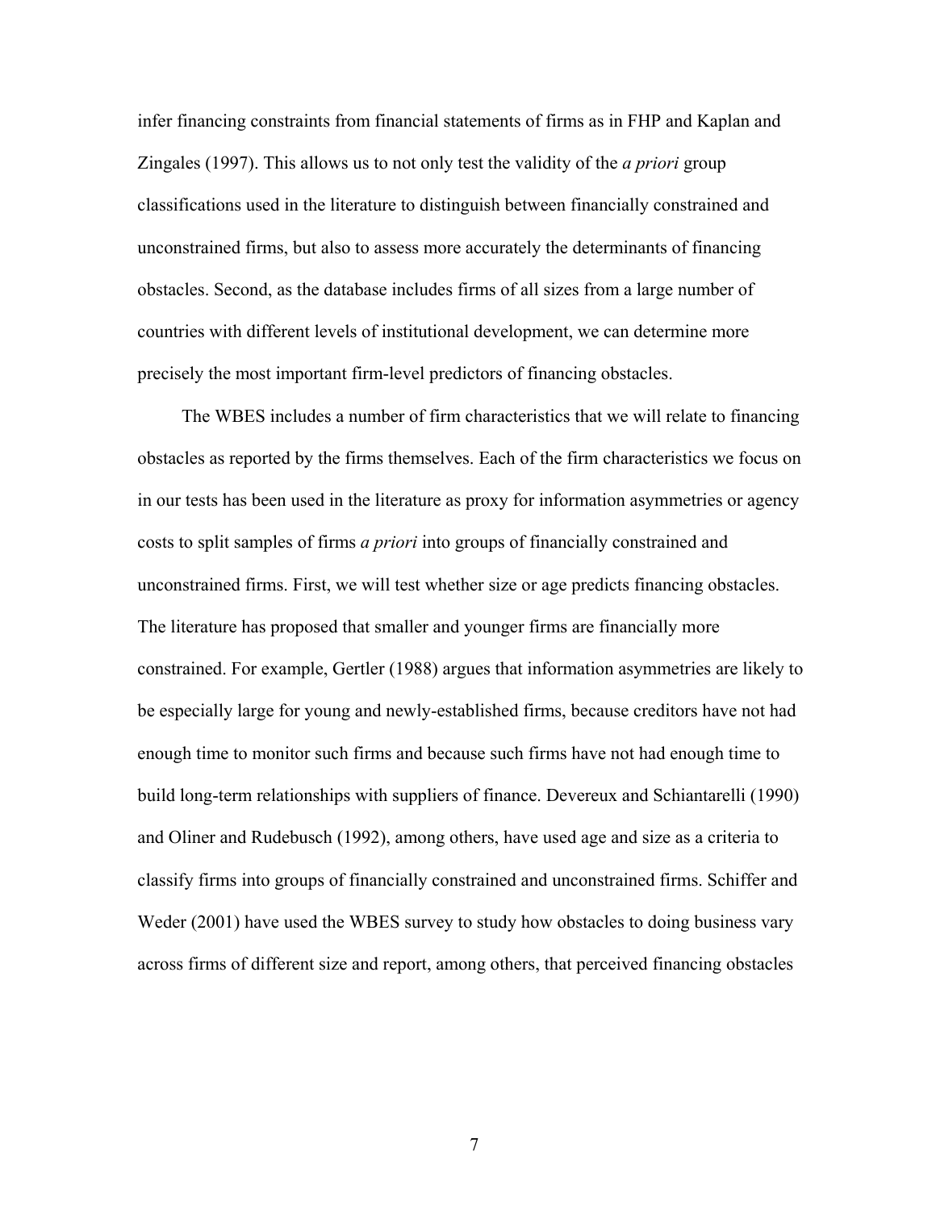infer financing constraints from financial statements of firms as in FHP and Kaplan and Zingales (1997). This allows us to not only test the validity of the *a priori* group classifications used in the literature to distinguish between financially constrained and unconstrained firms, but also to assess more accurately the determinants of financing obstacles. Second, as the database includes firms of all sizes from a large number of countries with different levels of institutional development, we can determine more precisely the most important firm-level predictors of financing obstacles.

The WBES includes a number of firm characteristics that we will relate to financing obstacles as reported by the firms themselves. Each of the firm characteristics we focus on in our tests has been used in the literature as proxy for information asymmetries or agency costs to split samples of firms *a priori* into groups of financially constrained and unconstrained firms. First, we will test whether size or age predicts financing obstacles. The literature has proposed that smaller and younger firms are financially more constrained. For example, Gertler (1988) argues that information asymmetries are likely to be especially large for young and newly-established firms, because creditors have not had enough time to monitor such firms and because such firms have not had enough time to build long-term relationships with suppliers of finance. Devereux and Schiantarelli (1990) and Oliner and Rudebusch (1992), among others, have used age and size as a criteria to classify firms into groups of financially constrained and unconstrained firms. Schiffer and Weder (2001) have used the WBES survey to study how obstacles to doing business vary across firms of different size and report, among others, that perceived financing obstacles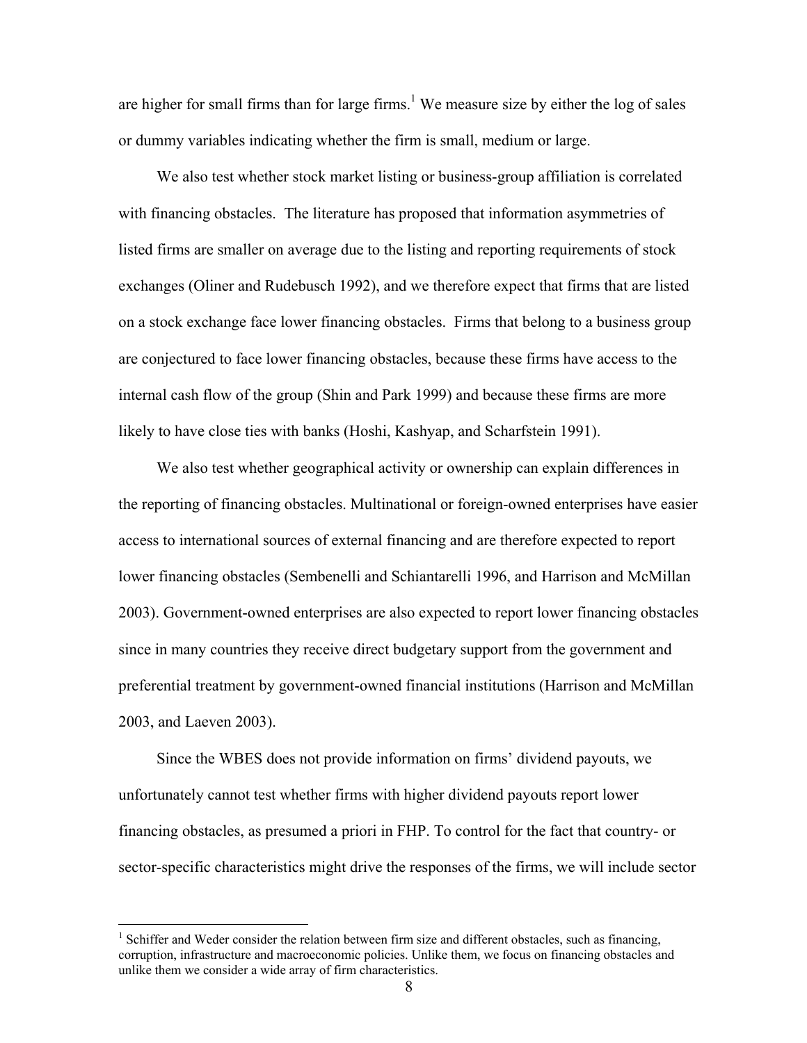are higher for small firms than for large firms.[1] We measure size by either the log of sales or dummy variables indicating whether the firm is small, medium or large.

We also test whether stock market listing or business-group affiliation is correlated with financing obstacles. The literature has proposed that information asymmetries of listed firms are smaller on average due to the listing and reporting requirements of stock exchanges (Oliner and Rudebusch 1992), and we therefore expect that firms that are listed on a stock exchange face lower financing obstacles. Firms that belong to a business group are conjectured to face lower financing obstacles, because these firms have access to the internal cash flow of the group (Shin and Park 1999) and because these firms are more likely to have close ties with banks (Hoshi, Kashyap, and Scharfstein 1991).

We also test whether geographical activity or ownership can explain differences in the reporting of financing obstacles. Multinational or foreign-owned enterprises have easier access to international sources of external financing and are therefore expected to report lower financing obstacles (Sembenelli and Schiantarelli 1996, and Harrison and McMillan 2003). Government-owned enterprises are also expected to report lower financing obstacles since in many countries they receive direct budgetary support from the government and preferential treatment by government-owned financial institutions (Harrison and McMillan 2003, and Laeven 2003).

Since the WBES does not provide information on firms' dividend payouts, we unfortunately cannot test whether firms with higher dividend payouts report lower financing obstacles, as presumed a priori in FHP. To control for the fact that country- or sector-specific characteristics might drive the responses of the firms, we will include sector

---

[1] Schiffer and Weder consider the relation between firm size and different obstacles, such as financing, corruption, infrastructure and macroeconomic policies. Unlike them, we focus on financing obstacles and unlike them we consider a wide array of firm characteristics.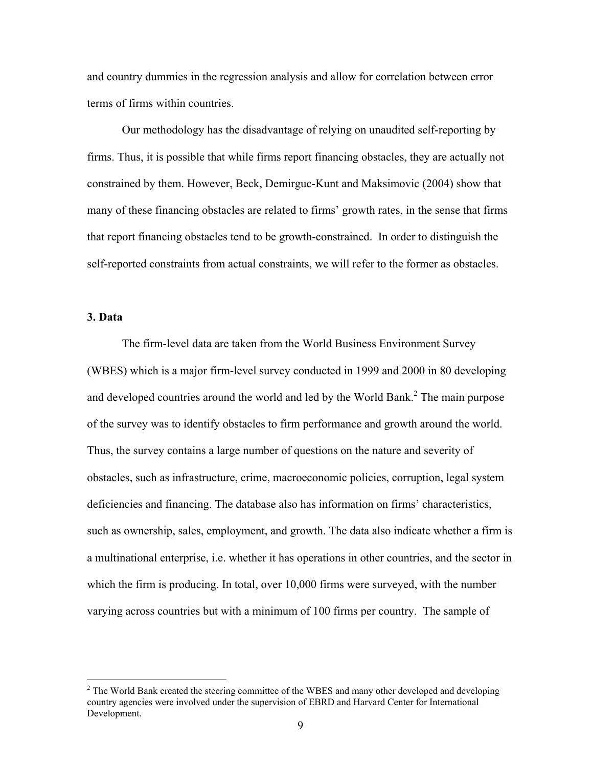and country dummies in the regression analysis and allow for correlation between error terms of firms within countries.

Our methodology has the disadvantage of relying on unaudited self-reporting by firms. Thus, it is possible that while firms report financing obstacles, they are actually not constrained by them. However, Beck, Demirguc-Kunt and Maksimovic (2004) show that many of these financing obstacles are related to firms' growth rates, in the sense that firms that report financing obstacles tend to be growth-constrained. In order to distinguish the self-reported constraints from actual constraints, we will refer to the former as obstacles.

### 3. Data

The firm-level data are taken from the World Business Environment Survey (WBES) which is a major firm-level survey conducted in 1999 and 2000 in 80 developing and developed countries around the world and led by the World Bank.[2] The main purpose of the survey was to identify obstacles to firm performance and growth around the world. Thus, the survey contains a large number of questions on the nature and severity of obstacles, such as infrastructure, crime, macroeconomic policies, corruption, legal system deficiencies and financing. The database also has information on firms' characteristics, such as ownership, sales, employment, and growth. The data also indicate whether a firm is a multinational enterprise, i.e. whether it has operations in other countries, and the sector in which the firm is producing. In total, over 10,000 firms were surveyed, with the number varying across countries but with a minimum of 100 firms per country. The sample of

[2] The World Bank created the steering committee of the WBES and many other developed and developing country agencies were involved under the supervision of EBRD and Harvard Center for International Development.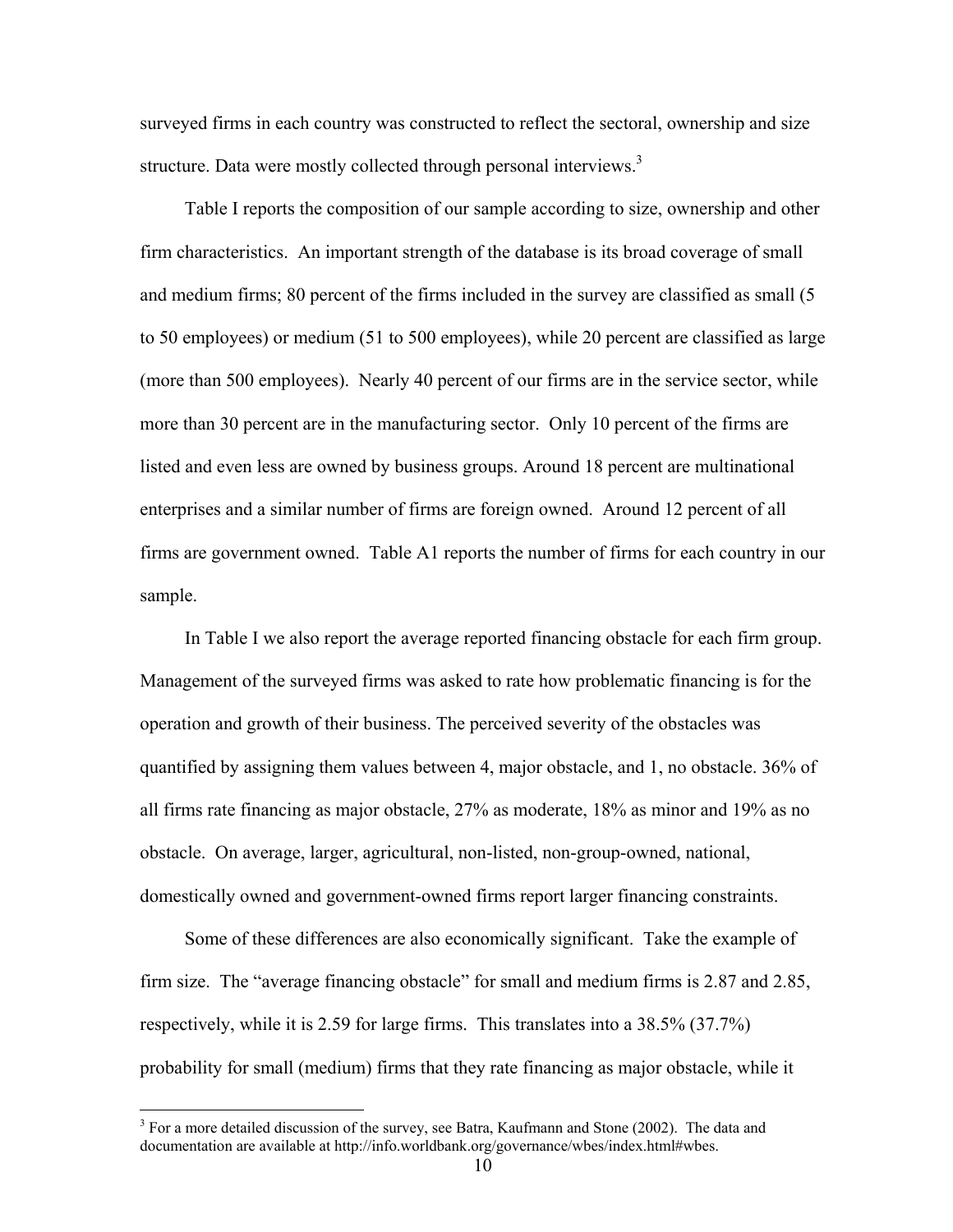surveyed firms in each country was constructed to reflect the sectoral, ownership and size structure. Data were mostly collected through personal interviews.[3]

Table I reports the composition of our sample according to size, ownership and other firm characteristics. An important strength of the database is its broad coverage of small and medium firms; 80 percent of the firms included in the survey are classified as small (5 to 50 employees) or medium (51 to 500 employees), while 20 percent are classified as large (more than 500 employees). Nearly 40 percent of our firms are in the service sector, while more than 30 percent are in the manufacturing sector. Only 10 percent of the firms are listed and even less are owned by business groups. Around 18 percent are multinational enterprises and a similar number of firms are foreign owned. Around 12 percent of all firms are government owned. Table A1 reports the number of firms for each country in our sample.

In Table I we also report the average reported financing obstacle for each firm group. Management of the surveyed firms was asked to rate how problematic financing is for the operation and growth of their business. The perceived severity of the obstacles was quantified by assigning them values between 4, major obstacle, and 1, no obstacle. 36% of all firms rate financing as major obstacle, 27% as moderate, 18% as minor and 19% as no obstacle. On average, larger, agricultural, non-listed, non-group-owned, national, domestically owned and government-owned firms report larger financing constraints.

Some of these differences are also economically significant. Take the example of firm size. The "average financing obstacle" for small and medium firms is 2.87 and 2.85, respectively, while it is 2.59 for large firms. This translates into a 38.5% (37.7%) probability for small (medium) firms that they rate financing as major obstacle, while it

[3] For a more detailed discussion of the survey, see Batra, Kaufmann and Stone (2002). The data and documentation are available at http://info.worldbank.org/governance/wbes/index.html#wbes.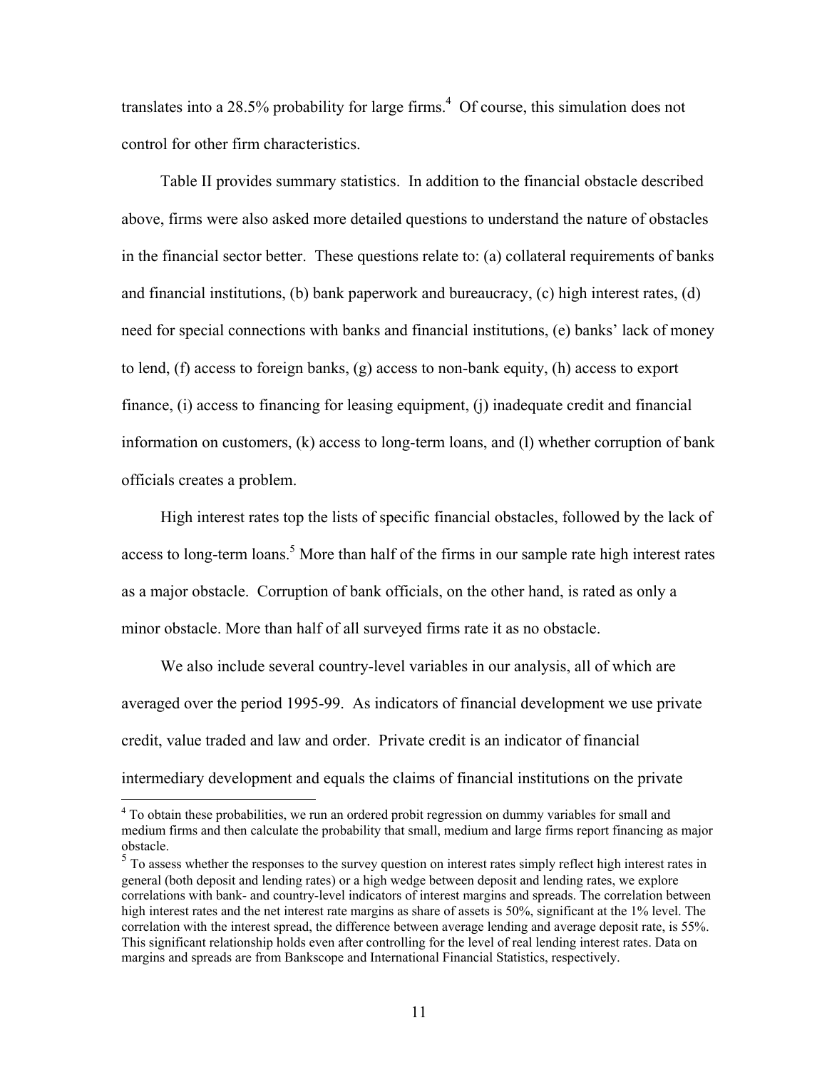translates into a 28.5% probability for large firms.[4] Of course, this simulation does not control for other firm characteristics.

Table II provides summary statistics. In addition to the financial obstacle described above, firms were also asked more detailed questions to understand the nature of obstacles in the financial sector better. These questions relate to: (a) collateral requirements of banks and financial institutions, (b) bank paperwork and bureaucracy, (c) high interest rates, (d) need for special connections with banks and financial institutions, (e) banks' lack of money to lend, (f) access to foreign banks, (g) access to non-bank equity, (h) access to export finance, (i) access to financing for leasing equipment, (j) inadequate credit and financial information on customers, (k) access to long-term loans, and (l) whether corruption of bank officials creates a problem.

High interest rates top the lists of specific financial obstacles, followed by the lack of access to long-term loans.[5] More than half of the firms in our sample rate high interest rates as a major obstacle. Corruption of bank officials, on the other hand, is rated as only a minor obstacle. More than half of all surveyed firms rate it as no obstacle.

We also include several country-level variables in our analysis, all of which are averaged over the period 1995-99. As indicators of financial development we use private credit, value traded and law and order. Private credit is an indicator of financial intermediary development and equals the claims of financial institutions on the private

[4] To obtain these probabilities, we run an ordered probit regression on dummy variables for small and medium firms and then calculate the probability that small, medium and large firms report financing as major obstacle.

[5] To assess whether the responses to the survey question on interest rates simply reflect high interest rates in general (both deposit and lending rates) or a high wedge between deposit and lending rates, we explore correlations with bank- and country-level indicators of interest margins and spreads. The correlation between high interest rates and the net interest rate margins as share of assets is 50%, significant at the 1% level. The correlation with the interest spread, the difference between average lending and average deposit rate, is 55%. This significant relationship holds even after controlling for the level of real lending interest rates. Data on margins and spreads are from Bankscope and International Financial Statistics, respectively.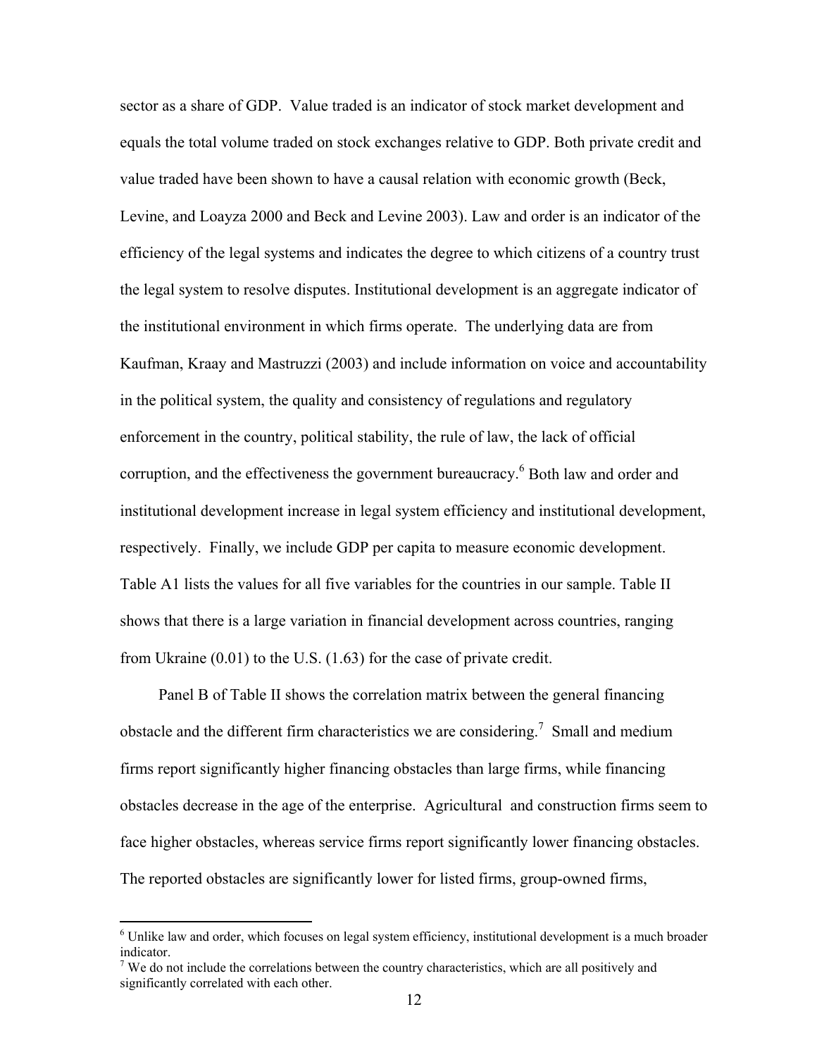sector as a share of GDP. Value traded is an indicator of stock market development and equals the total volume traded on stock exchanges relative to GDP. Both private credit and value traded have been shown to have a causal relation with economic growth (Beck, Levine, and Loayza 2000 and Beck and Levine 2003). Law and order is an indicator of the efficiency of the legal systems and indicates the degree to which citizens of a country trust the legal system to resolve disputes. Institutional development is an aggregate indicator of the institutional environment in which firms operate. The underlying data are from Kaufman, Kraay and Mastruzzi (2003) and include information on voice and accountability in the political system, the quality and consistency of regulations and regulatory enforcement in the country, political stability, the rule of law, the lack of official corruption, and the effectiveness the government bureaucracy.[6] Both law and order and institutional development increase in legal system efficiency and institutional development, respectively. Finally, we include GDP per capita to measure economic development. Table A1 lists the values for all five variables for the countries in our sample. Table II shows that there is a large variation in financial development across countries, ranging from Ukraine (0.01) to the U.S. (1.63) for the case of private credit.

Panel B of Table II shows the correlation matrix between the general financing obstacle and the different firm characteristics we are considering.[7] Small and medium firms report significantly higher financing obstacles than large firms, while financing obstacles decrease in the age of the enterprise. Agricultural and construction firms seem to face higher obstacles, whereas service firms report significantly lower financing obstacles. The reported obstacles are significantly lower for listed firms, group-owned firms,

[6] Unlike law and order, which focuses on legal system efficiency, institutional development is a much broader indicator.

[7] We do not include the correlations between the country characteristics, which are all positively and significantly correlated with each other.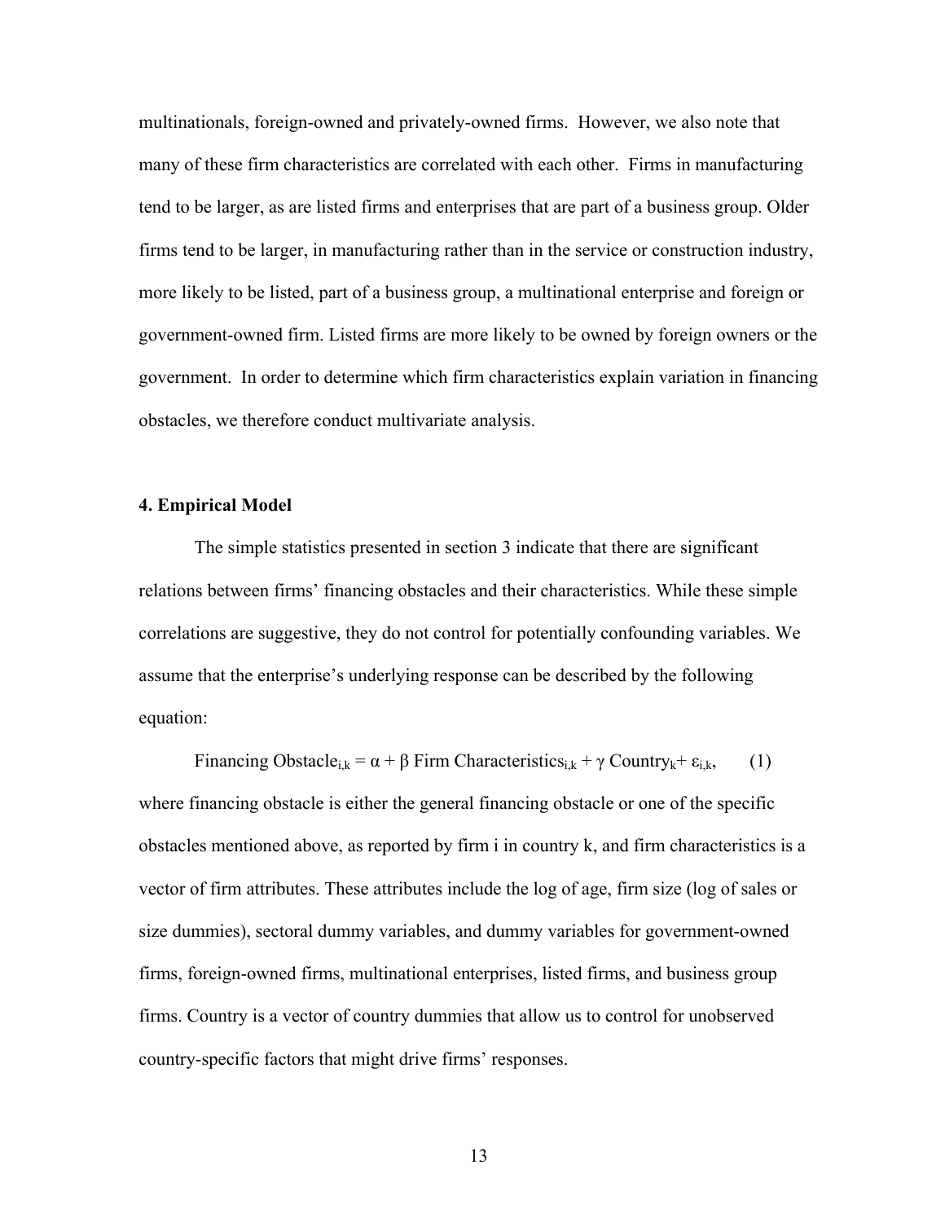multinationals, foreign-owned and privately-owned firms. However, we also note that many of these firm characteristics are correlated with each other. Firms in manufacturing tend to be larger, as are listed firms and enterprises that are part of a business group. Older firms tend to be larger, in manufacturing rather than in the service or construction industry, more likely to be listed, part of a business group, a multinational enterprise and foreign or government-owned firm. Listed firms are more likely to be owned by foreign owners or the government. In order to determine which firm characteristics explain variation in financing obstacles, we therefore conduct multivariate analysis.

### 4. Empirical Model

The simple statistics presented in section 3 indicate that there are significant relations between firms' financing obstacles and their characteristics. While these simple correlations are suggestive, they do not control for potentially confounding variables. We assume that the enterprise's underlying response can be described by the following equation:

$$\text{Financing Obstacle}_{i,k} = \alpha + \beta \text{ Firm Characteristics}_{i,k} + \gamma \text{ Country}_k + \varepsilon_{i,k}, \qquad (1)$$

where financing obstacle is either the general financing obstacle or one of the specific obstacles mentioned above, as reported by firm i in country k, and firm characteristics is a vector of firm attributes. These attributes include the log of age, firm size (log of sales or size dummies), sectoral dummy variables, and dummy variables for government-owned firms, foreign-owned firms, multinational enterprises, listed firms, and business group firms. Country is a vector of country dummies that allow us to control for unobserved country-specific factors that might drive firms' responses.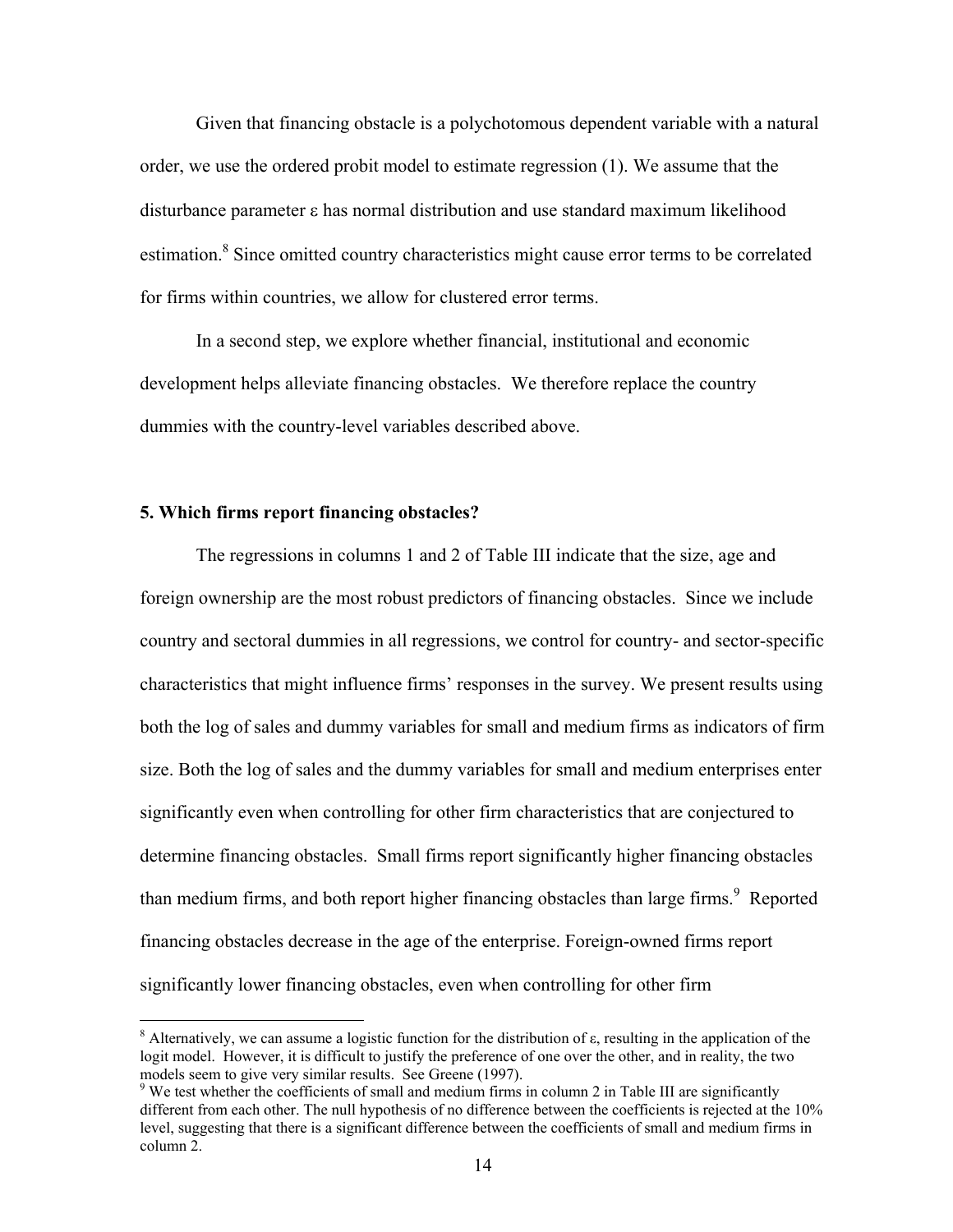Given that financing obstacle is a polychotomous dependent variable with a natural order, we use the ordered probit model to estimate regression (1). We assume that the disturbance parameter ε has normal distribution and use standard maximum likelihood estimation.[8] Since omitted country characteristics might cause error terms to be correlated for firms within countries, we allow for clustered error terms.

In a second step, we explore whether financial, institutional and economic development helps alleviate financing obstacles. We therefore replace the country dummies with the country-level variables described above.

### 5. Which firms report financing obstacles?

The regressions in columns 1 and 2 of Table III indicate that the size, age and foreign ownership are the most robust predictors of financing obstacles. Since we include country and sectoral dummies in all regressions, we control for country- and sector-specific characteristics that might influence firms' responses in the survey. We present results using both the log of sales and dummy variables for small and medium firms as indicators of firm size. Both the log of sales and the dummy variables for small and medium enterprises enter significantly even when controlling for other firm characteristics that are conjectured to determine financing obstacles. Small firms report significantly higher financing obstacles than medium firms, and both report higher financing obstacles than large firms.[9] Reported financing obstacles decrease in the age of the enterprise. Foreign-owned firms report significantly lower financing obstacles, even when controlling for other firm

---

[8] Alternatively, we can assume a logistic function for the distribution of ε, resulting in the application of the logit model. However, it is difficult to justify the preference of one over the other, and in reality, the two models seem to give very similar results. See Greene (1997).

[9] We test whether the coefficients of small and medium firms in column 2 in Table III are significantly different from each other. The null hypothesis of no difference between the coefficients is rejected at the 10% level, suggesting that there is a significant difference between the coefficients of small and medium firms in column 2.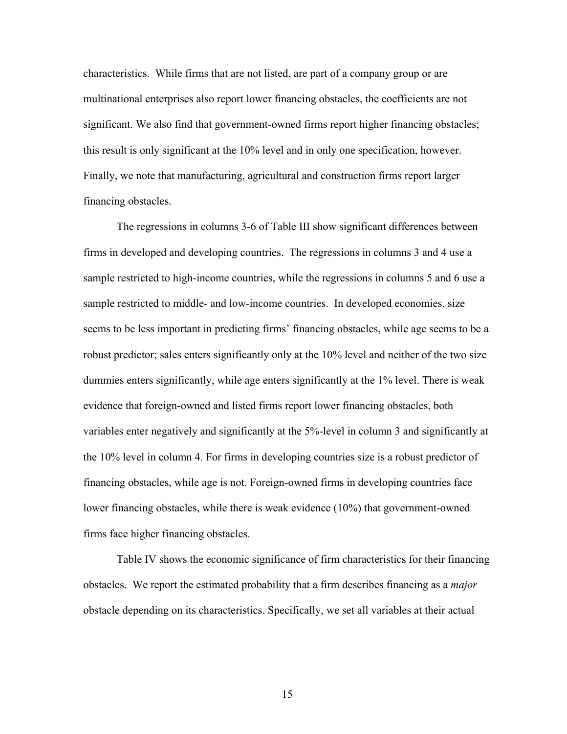characteristics. While firms that are not listed, are part of a company group or are multinational enterprises also report lower financing obstacles, the coefficients are not significant. We also find that government-owned firms report higher financing obstacles; this result is only significant at the 10% level and in only one specification, however. Finally, we note that manufacturing, agricultural and construction firms report larger financing obstacles.

The regressions in columns 3-6 of Table III show significant differences between firms in developed and developing countries. The regressions in columns 3 and 4 use a sample restricted to high-income countries, while the regressions in columns 5 and 6 use a sample restricted to middle- and low-income countries. In developed economies, size seems to be less important in predicting firms' financing obstacles, while age seems to be a robust predictor; sales enters significantly only at the 10% level and neither of the two size dummies enters significantly, while age enters significantly at the 1% level. There is weak evidence that foreign-owned and listed firms report lower financing obstacles, both variables enter negatively and significantly at the 5%-level in column 3 and significantly at the 10% level in column 4. For firms in developing countries size is a robust predictor of financing obstacles, while age is not. Foreign-owned firms in developing countries face lower financing obstacles, while there is weak evidence (10%) that government-owned firms face higher financing obstacles.

Table IV shows the economic significance of firm characteristics for their financing obstacles. We report the estimated probability that a firm describes financing as a *major* obstacle depending on its characteristics. Specifically, we set all variables at their actual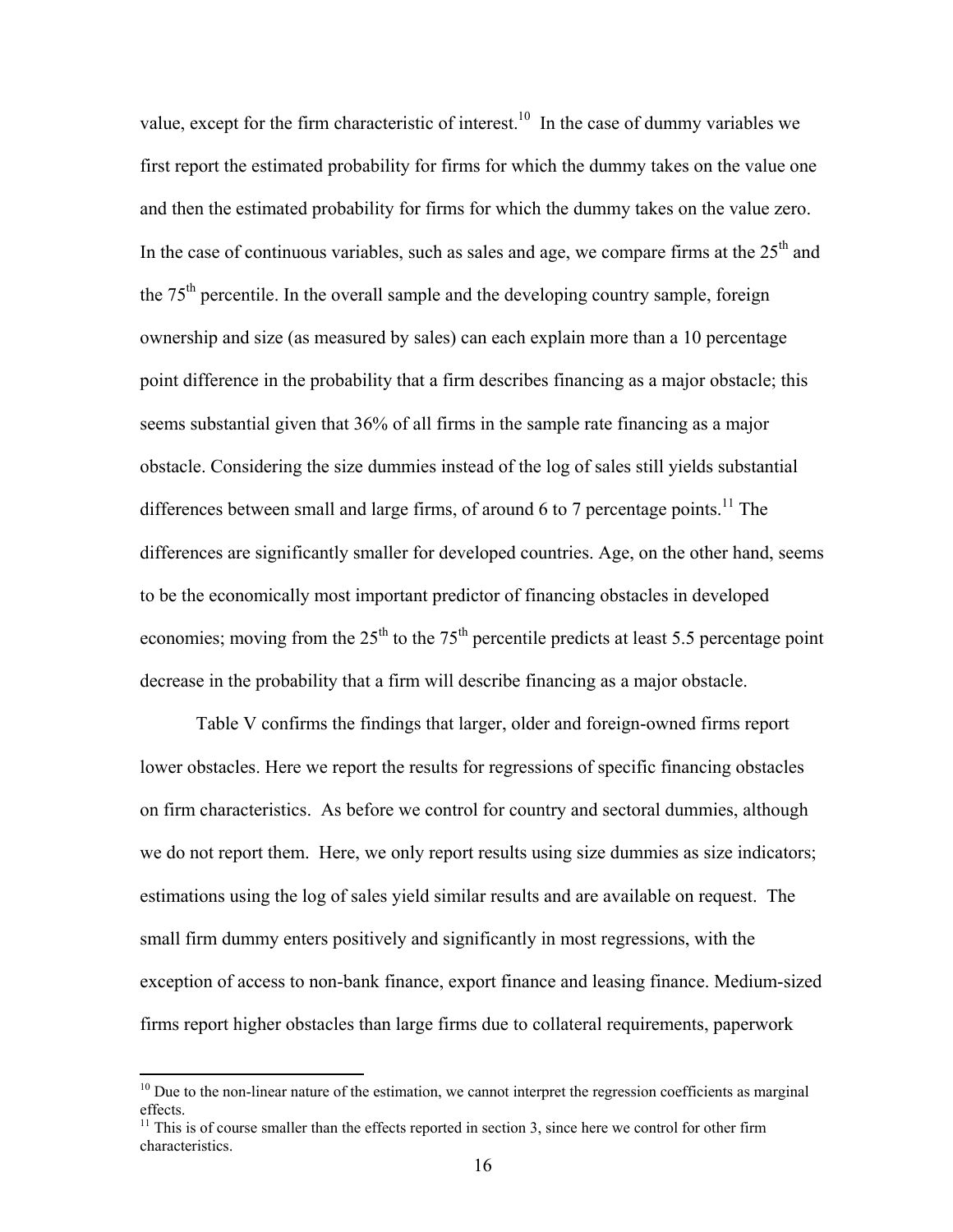value, except for the firm characteristic of interest.[10] In the case of dummy variables we first report the estimated probability for firms for which the dummy takes on the value one and then the estimated probability for firms for which the dummy takes on the value zero. In the case of continuous variables, such as sales and age, we compare firms at the 25[th] and the 75[th] percentile. In the overall sample and the developing country sample, foreign ownership and size (as measured by sales) can each explain more than a 10 percentage point difference in the probability that a firm describes financing as a major obstacle; this seems substantial given that 36% of all firms in the sample rate financing as a major obstacle. Considering the size dummies instead of the log of sales still yields substantial differences between small and large firms, of around 6 to 7 percentage points.[11] The differences are significantly smaller for developed countries. Age, on the other hand, seems to be the economically most important predictor of financing obstacles in developed economies; moving from the 25[th] to the 75[th] percentile predicts at least 5.5 percentage point decrease in the probability that a firm will describe financing as a major obstacle.

Table V confirms the findings that larger, older and foreign-owned firms report lower obstacles. Here we report the results for regressions of specific financing obstacles on firm characteristics. As before we control for country and sectoral dummies, although we do not report them. Here, we only report results using size dummies as size indicators; estimations using the log of sales yield similar results and are available on request. The small firm dummy enters positively and significantly in most regressions, with the exception of access to non-bank finance, export finance and leasing finance. Medium-sized firms report higher obstacles than large firms due to collateral requirements, paperwork

---

[10] Due to the non-linear nature of the estimation, we cannot interpret the regression coefficients as marginal effects.

[11] This is of course smaller than the effects reported in section 3, since here we control for other firm characteristics.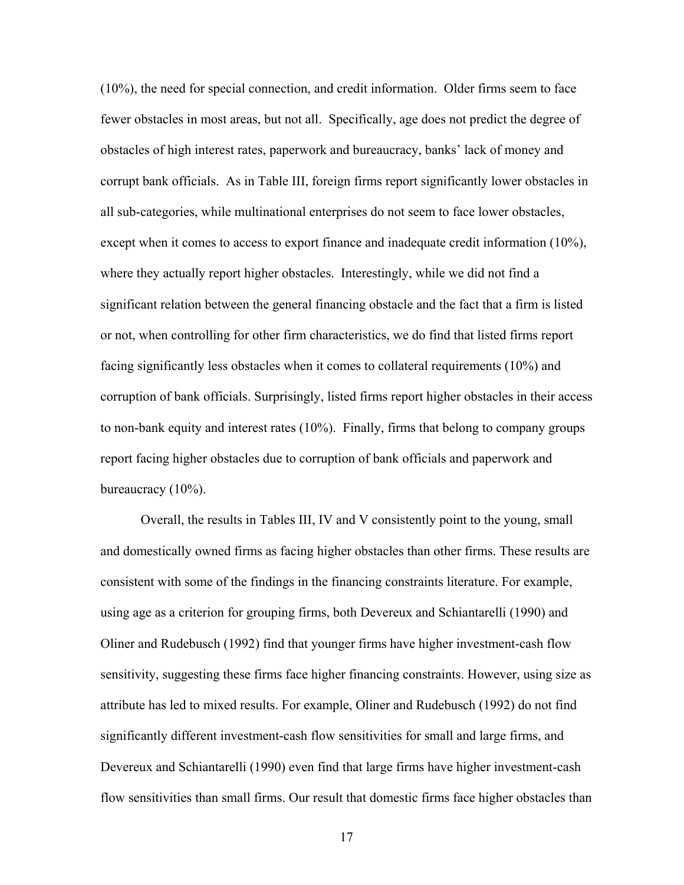(10%), the need for special connection, and credit information. Older firms seem to face fewer obstacles in most areas, but not all. Specifically, age does not predict the degree of obstacles of high interest rates, paperwork and bureaucracy, banks' lack of money and corrupt bank officials. As in Table III, foreign firms report significantly lower obstacles in all sub-categories, while multinational enterprises do not seem to face lower obstacles, except when it comes to access to export finance and inadequate credit information (10%), where they actually report higher obstacles. Interestingly, while we did not find a significant relation between the general financing obstacle and the fact that a firm is listed or not, when controlling for other firm characteristics, we do find that listed firms report facing significantly less obstacles when it comes to collateral requirements (10%) and corruption of bank officials. Surprisingly, listed firms report higher obstacles in their access to non-bank equity and interest rates (10%). Finally, firms that belong to company groups report facing higher obstacles due to corruption of bank officials and paperwork and bureaucracy (10%).

Overall, the results in Tables III, IV and V consistently point to the young, small and domestically owned firms as facing higher obstacles than other firms. These results are consistent with some of the findings in the financing constraints literature. For example, using age as a criterion for grouping firms, both Devereux and Schiantarelli (1990) and Oliner and Rudebusch (1992) find that younger firms have higher investment-cash flow sensitivity, suggesting these firms face higher financing constraints. However, using size as attribute has led to mixed results. For example, Oliner and Rudebusch (1992) do not find significantly different investment-cash flow sensitivities for small and large firms, and Devereux and Schiantarelli (1990) even find that large firms have higher investment-cash flow sensitivities than small firms. Our result that domestic firms face higher obstacles than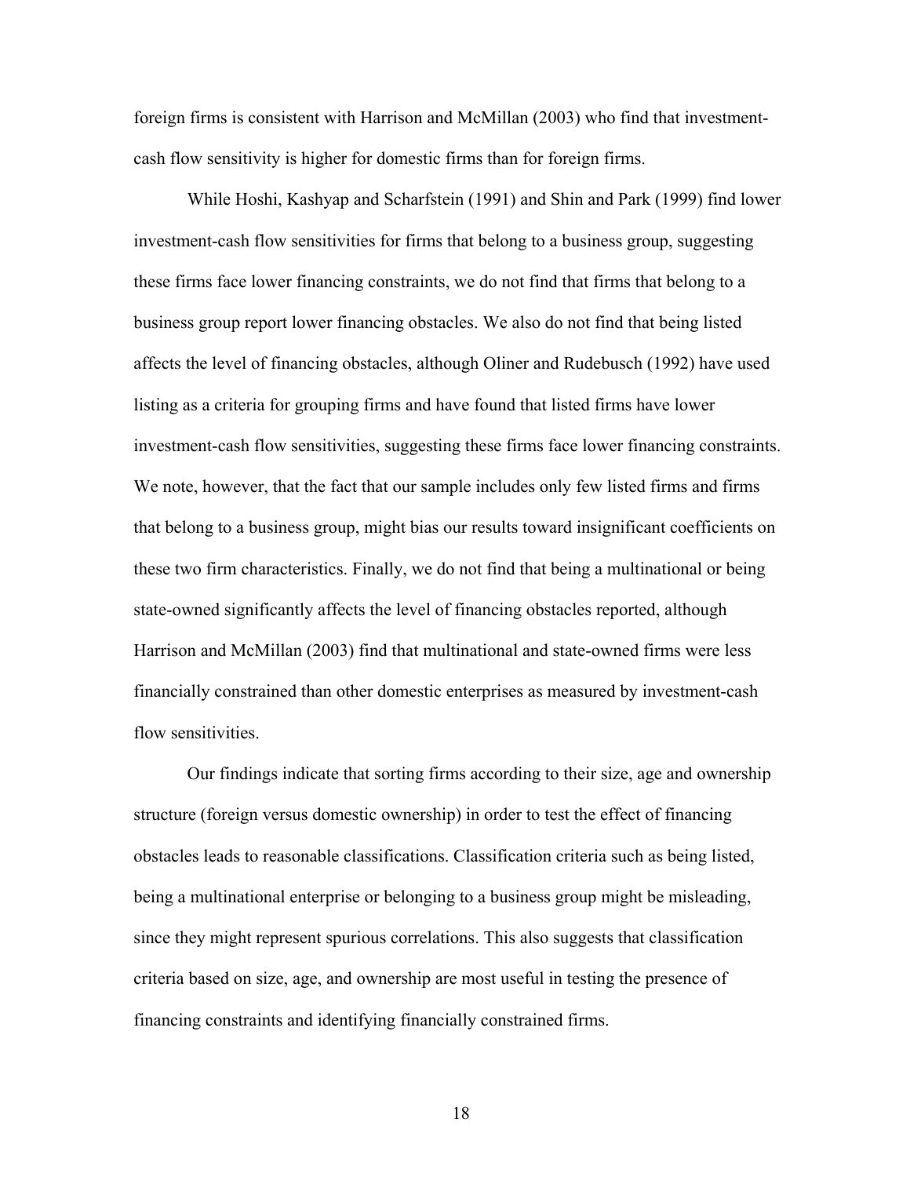foreign firms is consistent with Harrison and McMillan (2003) who find that investment-cash flow sensitivity is higher for domestic firms than for foreign firms.

While Hoshi, Kashyap and Scharfstein (1991) and Shin and Park (1999) find lower investment-cash flow sensitivities for firms that belong to a business group, suggesting these firms face lower financing constraints, we do not find that firms that belong to a business group report lower financing obstacles. We also do not find that being listed affects the level of financing obstacles, although Oliner and Rudebusch (1992) have used listing as a criteria for grouping firms and have found that listed firms have lower investment-cash flow sensitivities, suggesting these firms face lower financing constraints. We note, however, that the fact that our sample includes only few listed firms and firms that belong to a business group, might bias our results toward insignificant coefficients on these two firm characteristics. Finally, we do not find that being a multinational or being state-owned significantly affects the level of financing obstacles reported, although Harrison and McMillan (2003) find that multinational and state-owned firms were less financially constrained than other domestic enterprises as measured by investment-cash flow sensitivities.

Our findings indicate that sorting firms according to their size, age and ownership structure (foreign versus domestic ownership) in order to test the effect of financing obstacles leads to reasonable classifications. Classification criteria such as being listed, being a multinational enterprise or belonging to a business group might be misleading, since they might represent spurious correlations. This also suggests that classification criteria based on size, age, and ownership are most useful in testing the presence of financing constraints and identifying financially constrained firms.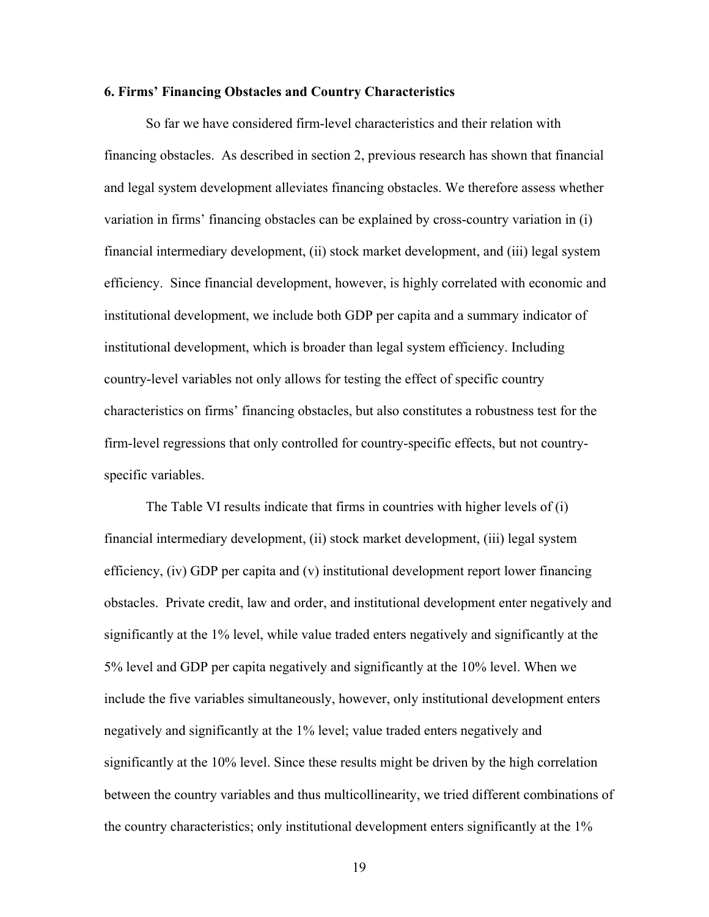### 6. Firms' Financing Obstacles and Country Characteristics

So far we have considered firm-level characteristics and their relation with financing obstacles. As described in section 2, previous research has shown that financial and legal system development alleviates financing obstacles. We therefore assess whether variation in firms' financing obstacles can be explained by cross-country variation in (i) financial intermediary development, (ii) stock market development, and (iii) legal system efficiency. Since financial development, however, is highly correlated with economic and institutional development, we include both GDP per capita and a summary indicator of institutional development, which is broader than legal system efficiency. Including country-level variables not only allows for testing the effect of specific country characteristics on firms' financing obstacles, but also constitutes a robustness test for the firm-level regressions that only controlled for country-specific effects, but not country-specific variables.

The Table VI results indicate that firms in countries with higher levels of (i) financial intermediary development, (ii) stock market development, (iii) legal system efficiency, (iv) GDP per capita and (v) institutional development report lower financing obstacles. Private credit, law and order, and institutional development enter negatively and significantly at the 1% level, while value traded enters negatively and significantly at the 5% level and GDP per capita negatively and significantly at the 10% level. When we include the five variables simultaneously, however, only institutional development enters negatively and significantly at the 1% level; value traded enters negatively and significantly at the 10% level. Since these results might be driven by the high correlation between the country variables and thus multicollinearity, we tried different combinations of the country characteristics; only institutional development enters significantly at the 1%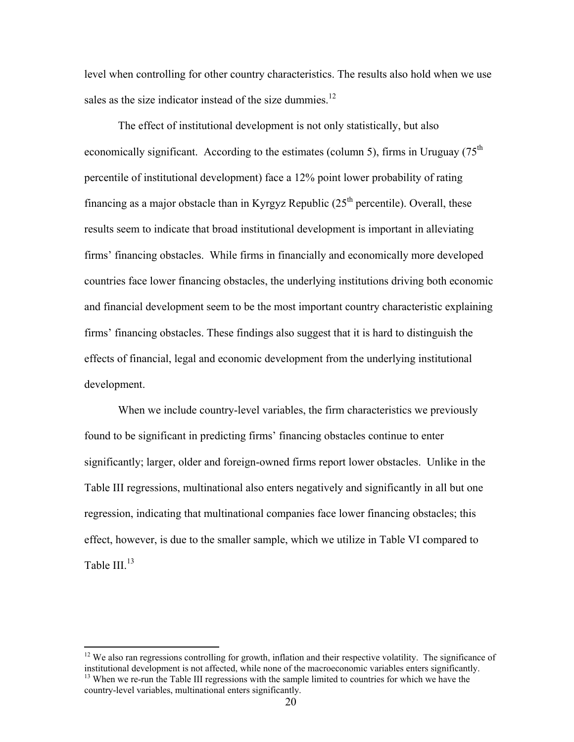level when controlling for other country characteristics. The results also hold when we use sales as the size indicator instead of the size dummies.[12]

The effect of institutional development is not only statistically, but also economically significant. According to the estimates (column 5), firms in Uruguay (75[th] percentile of institutional development) face a 12% point lower probability of rating financing as a major obstacle than in Kyrgyz Republic (25[th] percentile). Overall, these results seem to indicate that broad institutional development is important in alleviating firms' financing obstacles. While firms in financially and economically more developed countries face lower financing obstacles, the underlying institutions driving both economic and financial development seem to be the most important country characteristic explaining firms' financing obstacles. These findings also suggest that it is hard to distinguish the effects of financial, legal and economic development from the underlying institutional development.

When we include country-level variables, the firm characteristics we previously found to be significant in predicting firms' financing obstacles continue to enter significantly; larger, older and foreign-owned firms report lower obstacles. Unlike in the Table III regressions, multinational also enters negatively and significantly in all but one regression, indicating that multinational companies face lower financing obstacles; this effect, however, is due to the smaller sample, which we utilize in Table VI compared to Table III.[13]

---

[12] We also ran regressions controlling for growth, inflation and their respective volatility. The significance of institutional development is not affected, while none of the macroeconomic variables enters significantly.

[13] When we re-run the Table III regressions with the sample limited to countries for which we have the country-level variables, multinational enters significantly.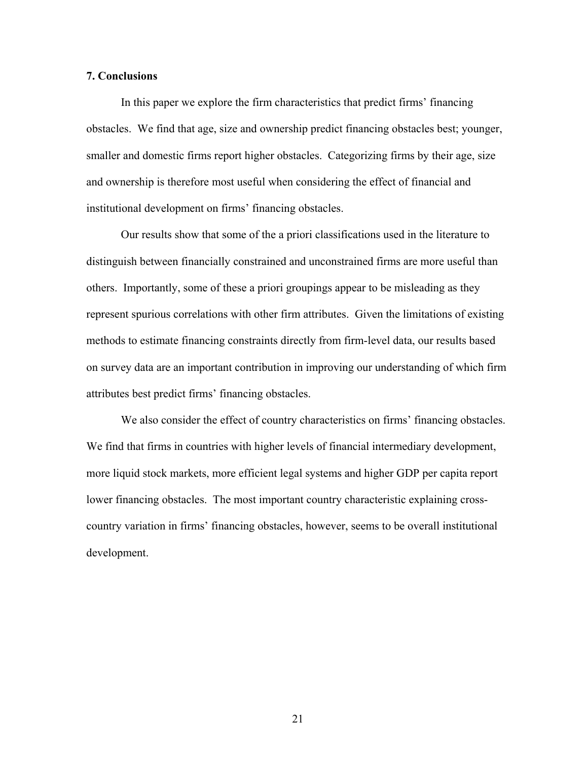## 7. Conclusions

In this paper we explore the firm characteristics that predict firms' financing obstacles. We find that age, size and ownership predict financing obstacles best; younger, smaller and domestic firms report higher obstacles. Categorizing firms by their age, size and ownership is therefore most useful when considering the effect of financial and institutional development on firms' financing obstacles.

Our results show that some of the a priori classifications used in the literature to distinguish between financially constrained and unconstrained firms are more useful than others. Importantly, some of these a priori groupings appear to be misleading as they represent spurious correlations with other firm attributes. Given the limitations of existing methods to estimate financing constraints directly from firm-level data, our results based on survey data are an important contribution in improving our understanding of which firm attributes best predict firms' financing obstacles.

We also consider the effect of country characteristics on firms' financing obstacles. We find that firms in countries with higher levels of financial intermediary development, more liquid stock markets, more efficient legal systems and higher GDP per capita report lower financing obstacles. The most important country characteristic explaining cross-country variation in firms' financing obstacles, however, seems to be overall institutional development.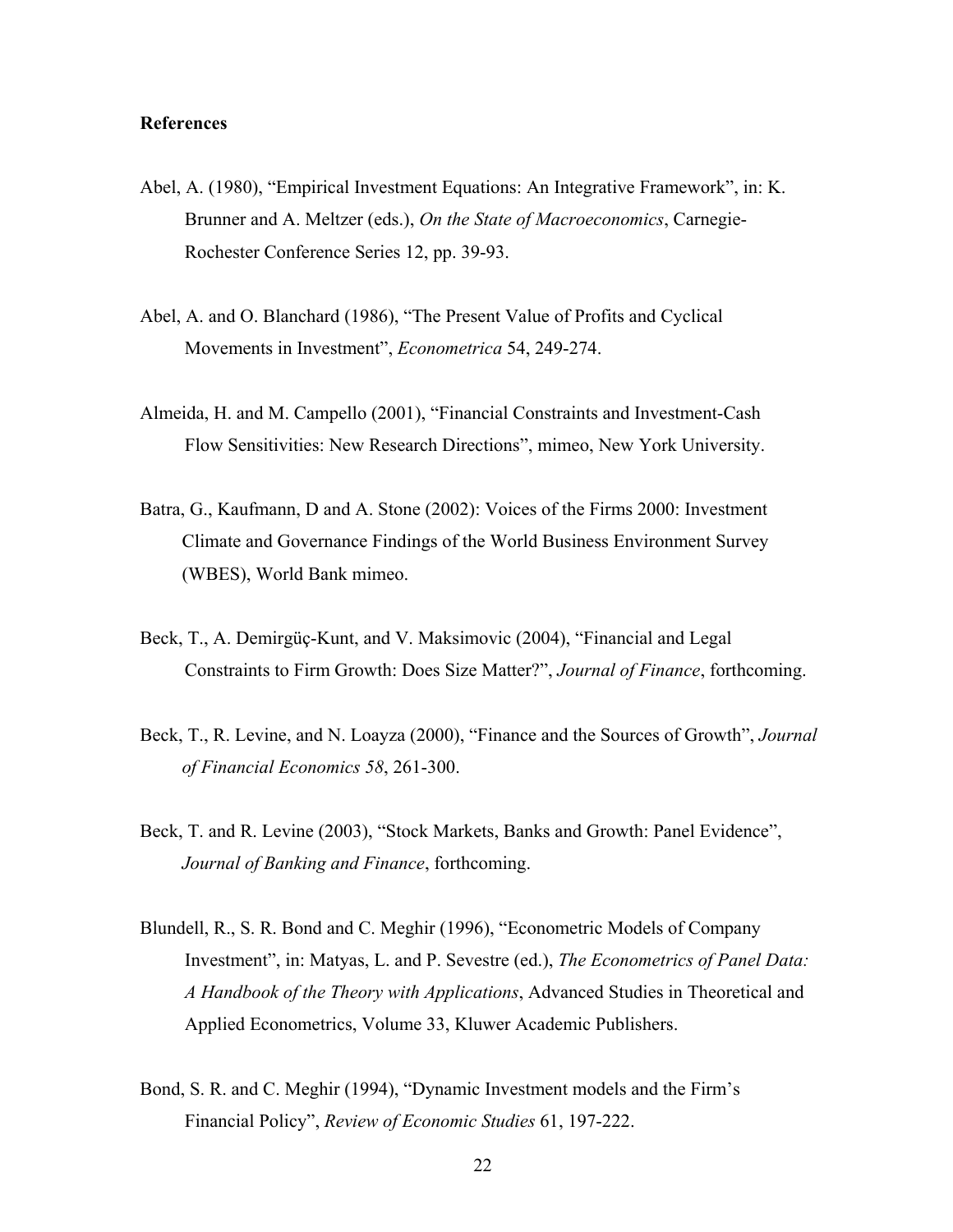**References**

Abel, A. (1980), "Empirical Investment Equations: An Integrative Framework", in: K. Brunner and A. Meltzer (eds.), *On the State of Macroeconomics*, Carnegie-Rochester Conference Series 12, pp. 39-93.

Abel, A. and O. Blanchard (1986), "The Present Value of Profits and Cyclical Movements in Investment", *Econometrica* 54, 249-274.

Almeida, H. and M. Campello (2001), "Financial Constraints and Investment-Cash Flow Sensitivities: New Research Directions", mimeo, New York University.

Batra, G., Kaufmann, D and A. Stone (2002): Voices of the Firms 2000: Investment Climate and Governance Findings of the World Business Environment Survey (WBES), World Bank mimeo.

Beck, T., A. Demirgüç-Kunt, and V. Maksimovic (2004), "Financial and Legal Constraints to Firm Growth: Does Size Matter?", *Journal of Finance*, forthcoming.

Beck, T., R. Levine, and N. Loayza (2000), "Finance and the Sources of Growth", *Journal of Financial Economics 58*, 261-300.

Beck, T. and R. Levine (2003), "Stock Markets, Banks and Growth: Panel Evidence", *Journal of Banking and Finance*, forthcoming.

Blundell, R., S. R. Bond and C. Meghir (1996), "Econometric Models of Company Investment", in: Matyas, L. and P. Sevestre (ed.), *The Econometrics of Panel Data: A Handbook of the Theory with Applications*, Advanced Studies in Theoretical and Applied Econometrics, Volume 33, Kluwer Academic Publishers.

Bond, S. R. and C. Meghir (1994), "Dynamic Investment models and the Firm's Financial Policy", *Review of Economic Studies* 61, 197-222.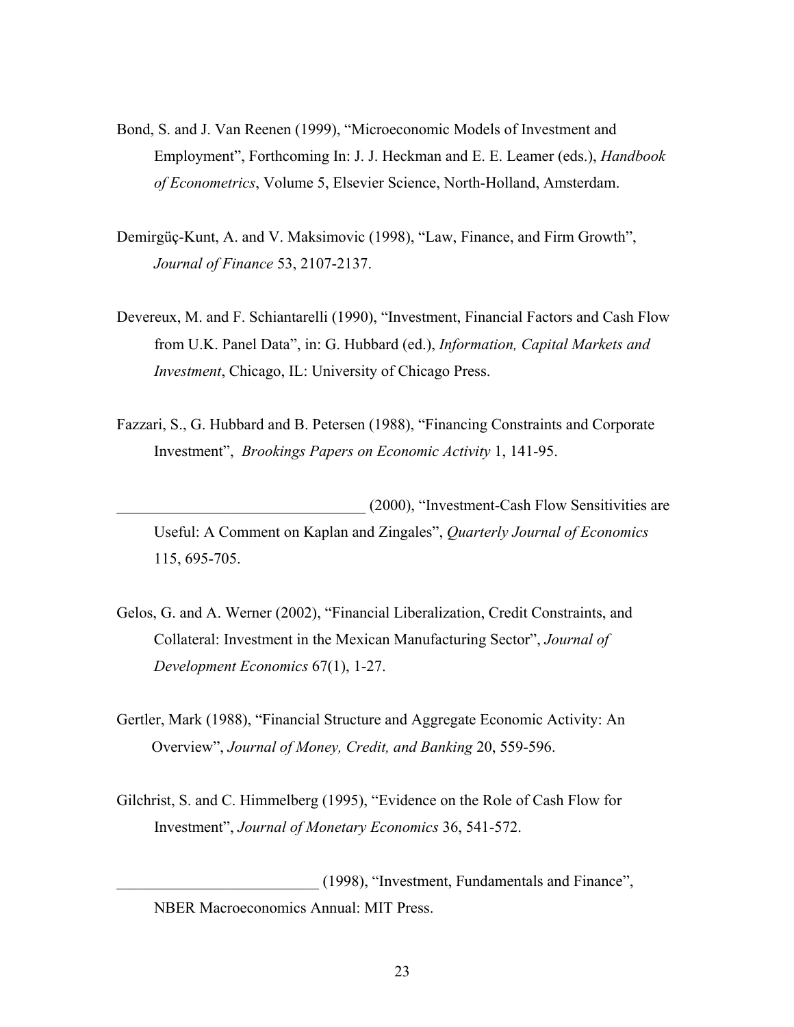Bond, S. and J. Van Reenen (1999), "Microeconomic Models of Investment and Employment", Forthcoming In: J. J. Heckman and E. E. Leamer (eds.), *Handbook of Econometrics*, Volume 5, Elsevier Science, North-Holland, Amsterdam.

Demirgüç-Kunt, A. and V. Maksimovic (1998), "Law, Finance, and Firm Growth", *Journal of Finance* 53, 2107-2137.

Devereux, M. and F. Schiantarelli (1990), "Investment, Financial Factors and Cash Flow from U.K. Panel Data", in: G. Hubbard (ed.), *Information, Capital Markets and Investment*, Chicago, IL: University of Chicago Press.

Fazzari, S., G. Hubbard and B. Petersen (1988), "Financing Constraints and Corporate Investment", *Brookings Papers on Economic Activity* 1, 141-95.

________________________________ (2000), "Investment-Cash Flow Sensitivities are Useful: A Comment on Kaplan and Zingales", *Quarterly Journal of Economics* 115, 695-705.

Gelos, G. and A. Werner (2002), "Financial Liberalization, Credit Constraints, and Collateral: Investment in the Mexican Manufacturing Sector", *Journal of Development Economics* 67(1), 1-27.

Gertler, Mark (1988), "Financial Structure and Aggregate Economic Activity: An Overview", *Journal of Money, Credit, and Banking* 20, 559-596.

Gilchrist, S. and C. Himmelberg (1995), "Evidence on the Role of Cash Flow for Investment", *Journal of Monetary Economics* 36, 541-572.

__________________________ (1998), "Investment, Fundamentals and Finance", NBER Macroeconomics Annual: MIT Press.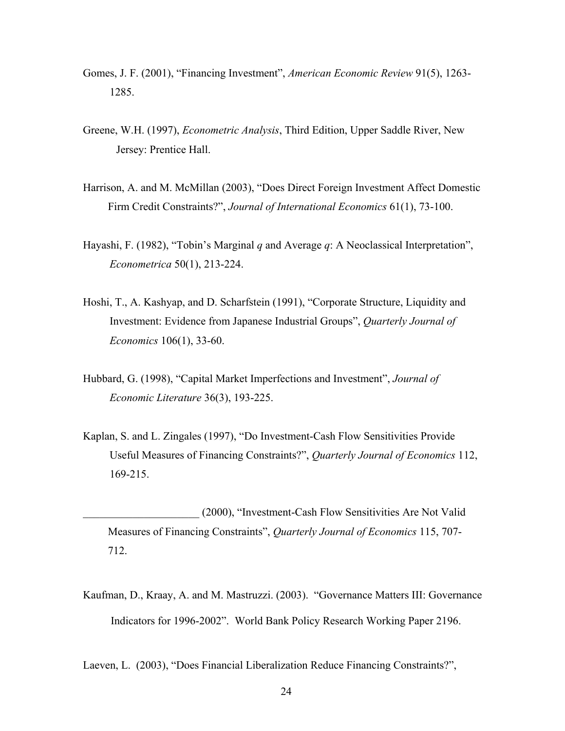Gomes, J. F. (2001), "Financing Investment", *American Economic Review* 91(5), 1263-1285.

Greene, W.H. (1997), *Econometric Analysis*, Third Edition, Upper Saddle River, New Jersey: Prentice Hall.

Harrison, A. and M. McMillan (2003), "Does Direct Foreign Investment Affect Domestic Firm Credit Constraints?", *Journal of International Economics* 61(1), 73-100.

Hayashi, F. (1982), "Tobin's Marginal *q* and Average *q*: A Neoclassical Interpretation", *Econometrica* 50(1), 213-224.

Hoshi, T., A. Kashyap, and D. Scharfstein (1991), "Corporate Structure, Liquidity and Investment: Evidence from Japanese Industrial Groups", *Quarterly Journal of Economics* 106(1), 33-60.

Hubbard, G. (1998), "Capital Market Imperfections and Investment", *Journal of Economic Literature* 36(3), 193-225.

Kaplan, S. and L. Zingales (1997), "Do Investment-Cash Flow Sensitivities Provide Useful Measures of Financing Constraints?", *Quarterly Journal of Economics* 112, 169-215.

_____________________ (2000), "Investment-Cash Flow Sensitivities Are Not Valid Measures of Financing Constraints", *Quarterly Journal of Economics* 115, 707-712.

Kaufman, D., Kraay, A. and M. Mastruzzi. (2003). "Governance Matters III: Governance Indicators for 1996-2002". World Bank Policy Research Working Paper 2196.

Laeven, L. (2003), "Does Financial Liberalization Reduce Financing Constraints?",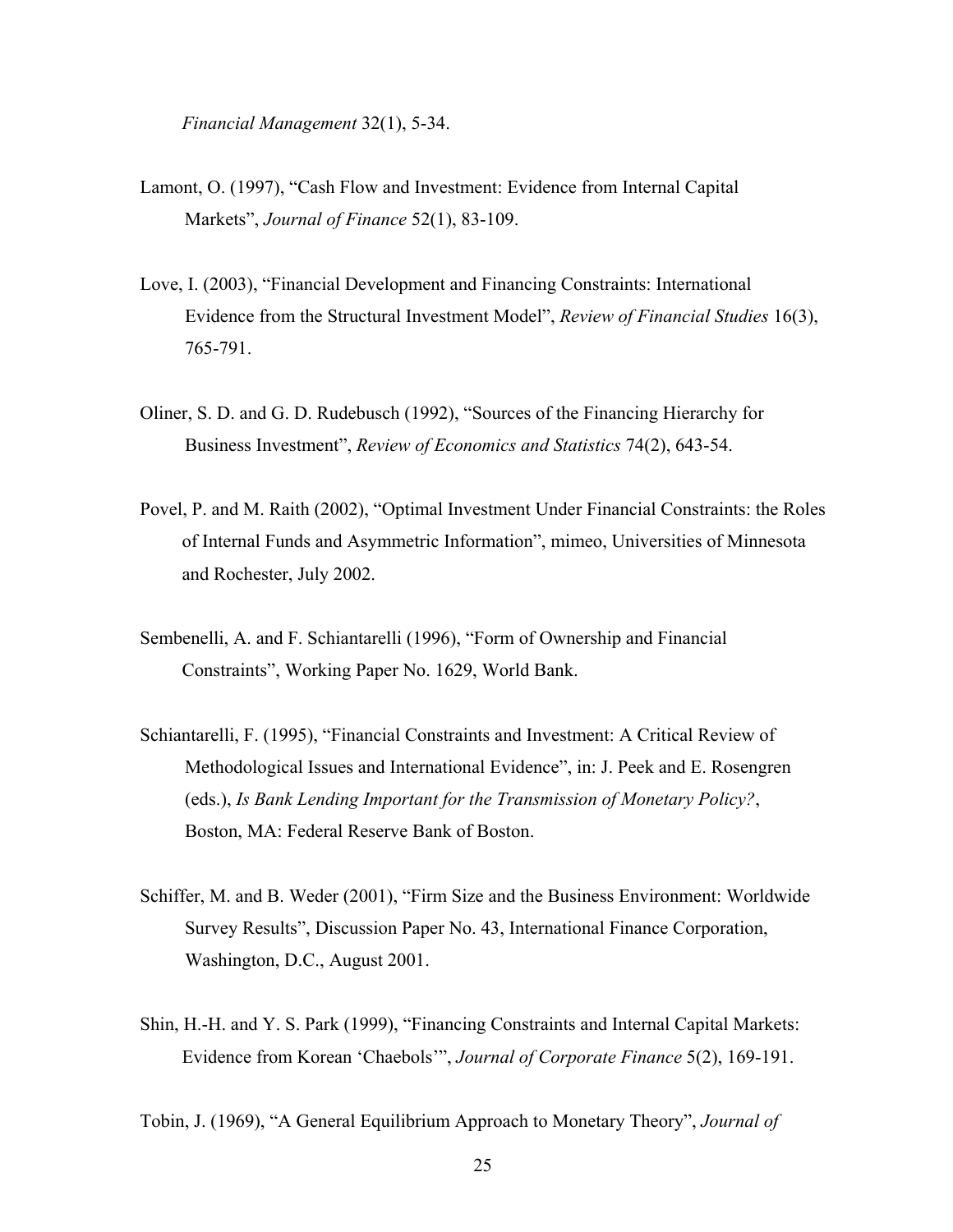*Financial Management* 32(1), 5-34.

Lamont, O. (1997), "Cash Flow and Investment: Evidence from Internal Capital Markets", *Journal of Finance* 52(1), 83-109.

Love, I. (2003), "Financial Development and Financing Constraints: International Evidence from the Structural Investment Model", *Review of Financial Studies* 16(3), 765-791.

Oliner, S. D. and G. D. Rudebusch (1992), "Sources of the Financing Hierarchy for Business Investment", *Review of Economics and Statistics* 74(2), 643-54.

Povel, P. and M. Raith (2002), "Optimal Investment Under Financial Constraints: the Roles of Internal Funds and Asymmetric Information", mimeo, Universities of Minnesota and Rochester, July 2002.

Sembenelli, A. and F. Schiantarelli (1996), "Form of Ownership and Financial Constraints", Working Paper No. 1629, World Bank.

Schiantarelli, F. (1995), "Financial Constraints and Investment: A Critical Review of Methodological Issues and International Evidence", in: J. Peek and E. Rosengren (eds.), *Is Bank Lending Important for the Transmission of Monetary Policy?*, Boston, MA: Federal Reserve Bank of Boston.

Schiffer, M. and B. Weder (2001), "Firm Size and the Business Environment: Worldwide Survey Results", Discussion Paper No. 43, International Finance Corporation, Washington, D.C., August 2001.

Shin, H.-H. and Y. S. Park (1999), "Financing Constraints and Internal Capital Markets: Evidence from Korean 'Chaebols'", *Journal of Corporate Finance* 5(2), 169-191.

Tobin, J. (1969), "A General Equilibrium Approach to Monetary Theory", *Journal of*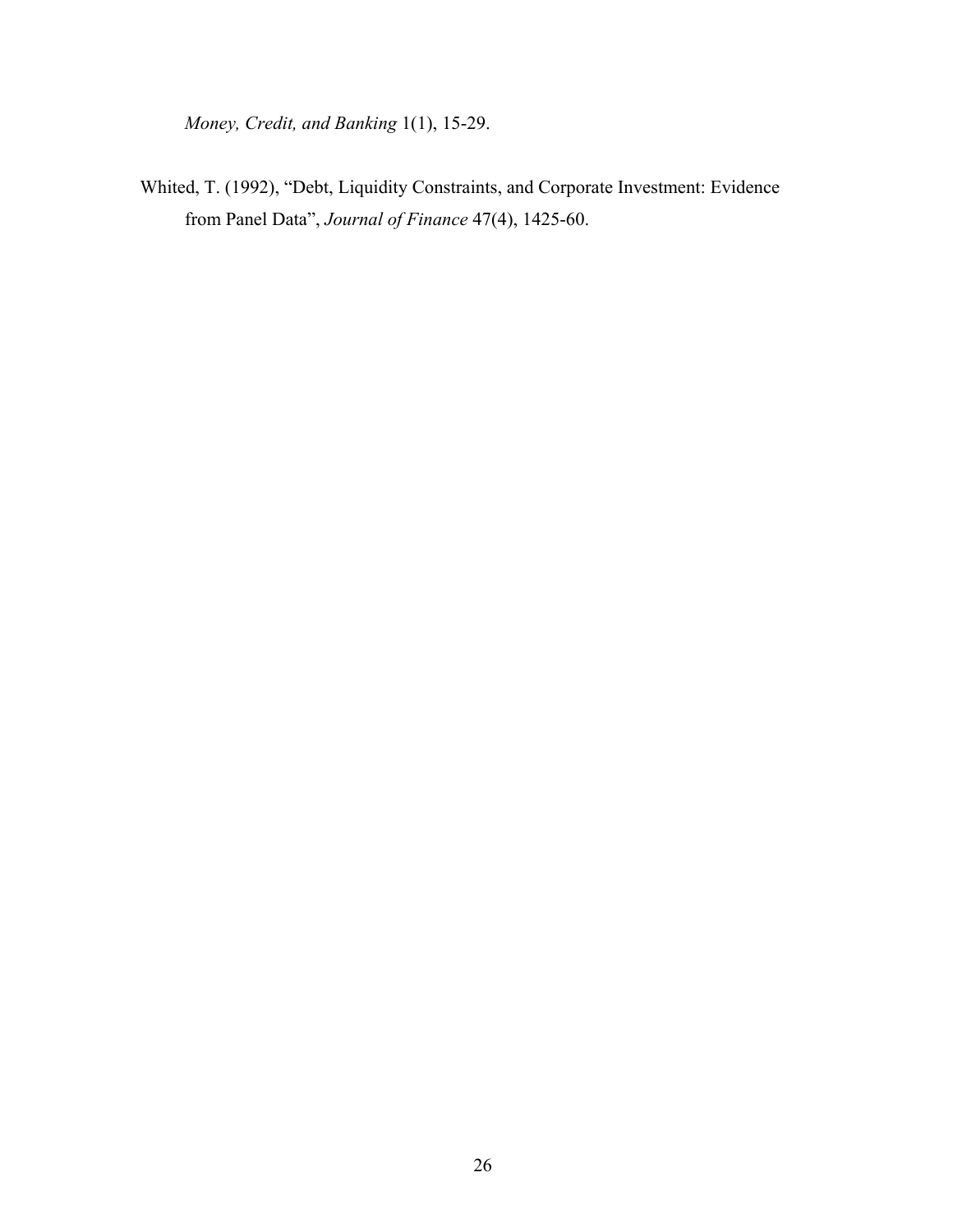*Money, Credit, and Banking* 1(1), 15-29.

Whited, T. (1992), "Debt, Liquidity Constraints, and Corporate Investment: Evidence from Panel Data", *Journal of Finance* 47(4), 1425-60.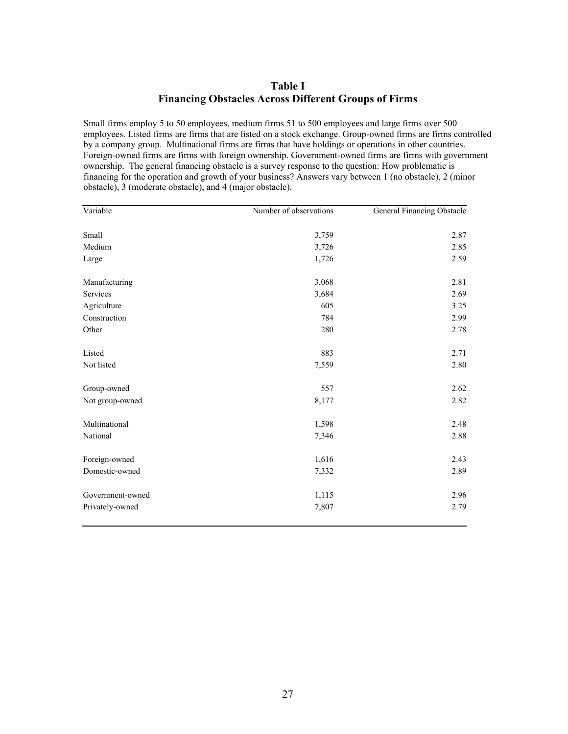# Table I
## Financing Obstacles Across Different Groups of Firms

Small firms employ 5 to 50 employees, medium firms 51 to 500 employees and large firms over 500 employees. Listed firms are firms that are listed on a stock exchange. Group-owned firms are firms controlled by a company group. Multinational firms are firms that have holdings or operations in other countries. Foreign-owned firms are firms with foreign ownership. Government-owned firms are firms with government ownership. The general financing obstacle is a survey response to the question: How problematic is financing for the operation and growth of your business? Answers vary between 1 (no obstacle), 2 (minor obstacle), 3 (moderate obstacle), and 4 (major obstacle).

| Variable | Number of observations | General Financing Obstacle |
|---|---|---|
| Small | 3,759 | 2.87 |
| Medium | 3,726 | 2.85 |
| Large | 1,726 | 2.59 |
| | | |
| Manufacturing | 3,068 | 2.81 |
| Services | 3,684 | 2.69 |
| Agriculture | 605 | 3.25 |
| Construction | 784 | 2.99 |
| Other | 280 | 2.78 |
| | | |
| Listed | 883 | 2.71 |
| Not listed | 7,559 | 2.80 |
| | | |
| Group-owned | 557 | 2.62 |
| Not group-owned | 8,177 | 2.82 |
| | | |
| Multinational | 1,598 | 2.48 |
| National | 7,346 | 2.88 |
| | | |
| Foreign-owned | 1,616 | 2.43 |
| Domestic-owned | 7,332 | 2.89 |
| | | |
| Government-owned | 1,115 | 2.96 |
| Privately-owned | 7,807 | 2.79 |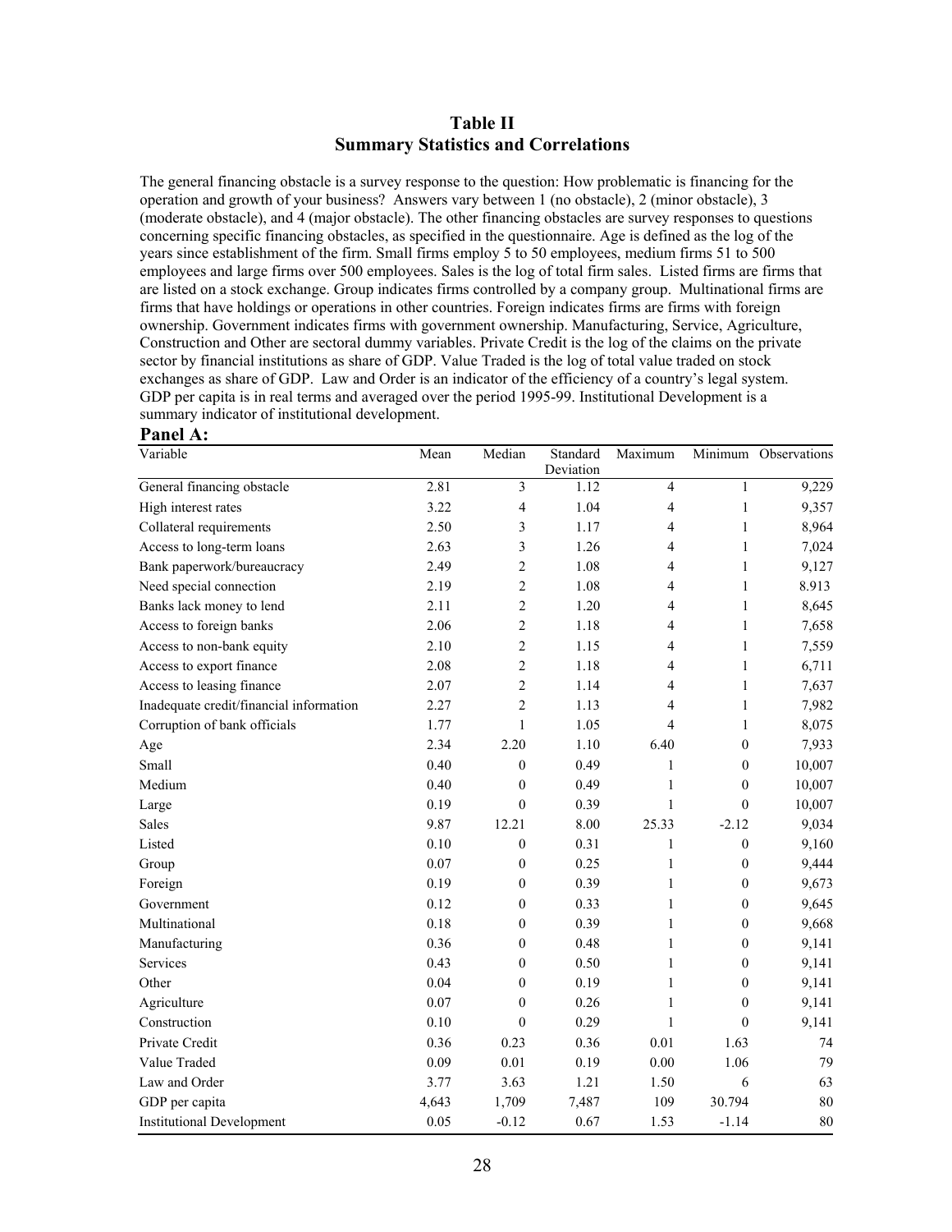# Table II
## Summary Statistics and Correlations

The general financing obstacle is a survey response to the question: How problematic is financing for the operation and growth of your business? Answers vary between 1 (no obstacle), 2 (minor obstacle), 3 (moderate obstacle), and 4 (major obstacle). The other financing obstacles are survey responses to questions concerning specific financing obstacles, as specified in the questionnaire. Age is defined as the log of the years since establishment of the firm. Small firms employ 5 to 50 employees, medium firms 51 to 500 employees and large firms over 500 employees. Sales is the log of total firm sales. Listed firms are firms that are listed on a stock exchange. Group indicates firms controlled by a company group. Multinational firms are firms that have holdings or operations in other countries. Foreign indicates firms are firms with foreign ownership. Government indicates firms with government ownership. Manufacturing, Service, Agriculture, Construction and Other are sectoral dummy variables. Private Credit is the log of the claims on the private sector by financial institutions as share of GDP. Value Traded is the log of total value traded on stock exchanges as share of GDP. Law and Order is an indicator of the efficiency of a country's legal system. GDP per capita is in real terms and averaged over the period 1995-99. Institutional Development is a summary indicator of institutional development.

**Panel A:**

| Variable | Mean | Median | Standard Deviation | Maximum | Minimum | Observations |
|---|---|---|---|---|---|---|
| General financing obstacle | 2.81 | 3 | 1.12 | 4 | 1 | 9,229 |
| High interest rates | 3.22 | 4 | 1.04 | 4 | 1 | 9,357 |
| Collateral requirements | 2.50 | 3 | 1.17 | 4 | 1 | 8,964 |
| Access to long-term loans | 2.63 | 3 | 1.26 | 4 | 1 | 7,024 |
| Bank paperwork/bureaucracy | 2.49 | 2 | 1.08 | 4 | 1 | 9,127 |
| Need special connection | 2.19 | 2 | 1.08 | 4 | 1 | 8.913 |
| Banks lack money to lend | 2.11 | 2 | 1.20 | 4 | 1 | 8,645 |
| Access to foreign banks | 2.06 | 2 | 1.18 | 4 | 1 | 7,658 |
| Access to non-bank equity | 2.10 | 2 | 1.15 | 4 | 1 | 7,559 |
| Access to export finance | 2.08 | 2 | 1.18 | 4 | 1 | 6,711 |
| Access to leasing finance | 2.07 | 2 | 1.14 | 4 | 1 | 7,637 |
| Inadequate credit/financial information | 2.27 | 2 | 1.13 | 4 | 1 | 7,982 |
| Corruption of bank officials | 1.77 | 1 | 1.05 | 4 | 1 | 8,075 |
| Age | 2.34 | 2.20 | 1.10 | 6.40 | 0 | 7,933 |
| Small | 0.40 | 0 | 0.49 | 1 | 0 | 10,007 |
| Medium | 0.40 | 0 | 0.49 | 1 | 0 | 10,007 |
| Large | 0.19 | 0 | 0.39 | 1 | 0 | 10,007 |
| Sales | 9.87 | 12.21 | 8.00 | 25.33 | -2.12 | 9,034 |
| Listed | 0.10 | 0 | 0.31 | 1 | 0 | 9,160 |
| Group | 0.07 | 0 | 0.25 | 1 | 0 | 9,444 |
| Foreign | 0.19 | 0 | 0.39 | 1 | 0 | 9,673 |
| Government | 0.12 | 0 | 0.33 | 1 | 0 | 9,645 |
| Multinational | 0.18 | 0 | 0.39 | 1 | 0 | 9,668 |
| Manufacturing | 0.36 | 0 | 0.48 | 1 | 0 | 9,141 |
| Services | 0.43 | 0 | 0.50 | 1 | 0 | 9,141 |
| Other | 0.04 | 0 | 0.19 | 1 | 0 | 9,141 |
| Agriculture | 0.07 | 0 | 0.26 | 1 | 0 | 9,141 |
| Construction | 0.10 | 0 | 0.29 | 1 | 0 | 9,141 |
| Private Credit | 0.36 | 0.23 | 0.36 | 0.01 | 1.63 | 74 |
| Value Traded | 0.09 | 0.01 | 0.19 | 0.00 | 1.06 | 79 |
| Law and Order | 3.77 | 3.63 | 1.21 | 1.50 | 6 | 63 |
| GDP per capita | 4,643 | 1,709 | 7,487 | 109 | 30.794 | 80 |
| Institutional Development | 0.05 | -0.12 | 0.67 | 1.53 | -1.14 | 80 |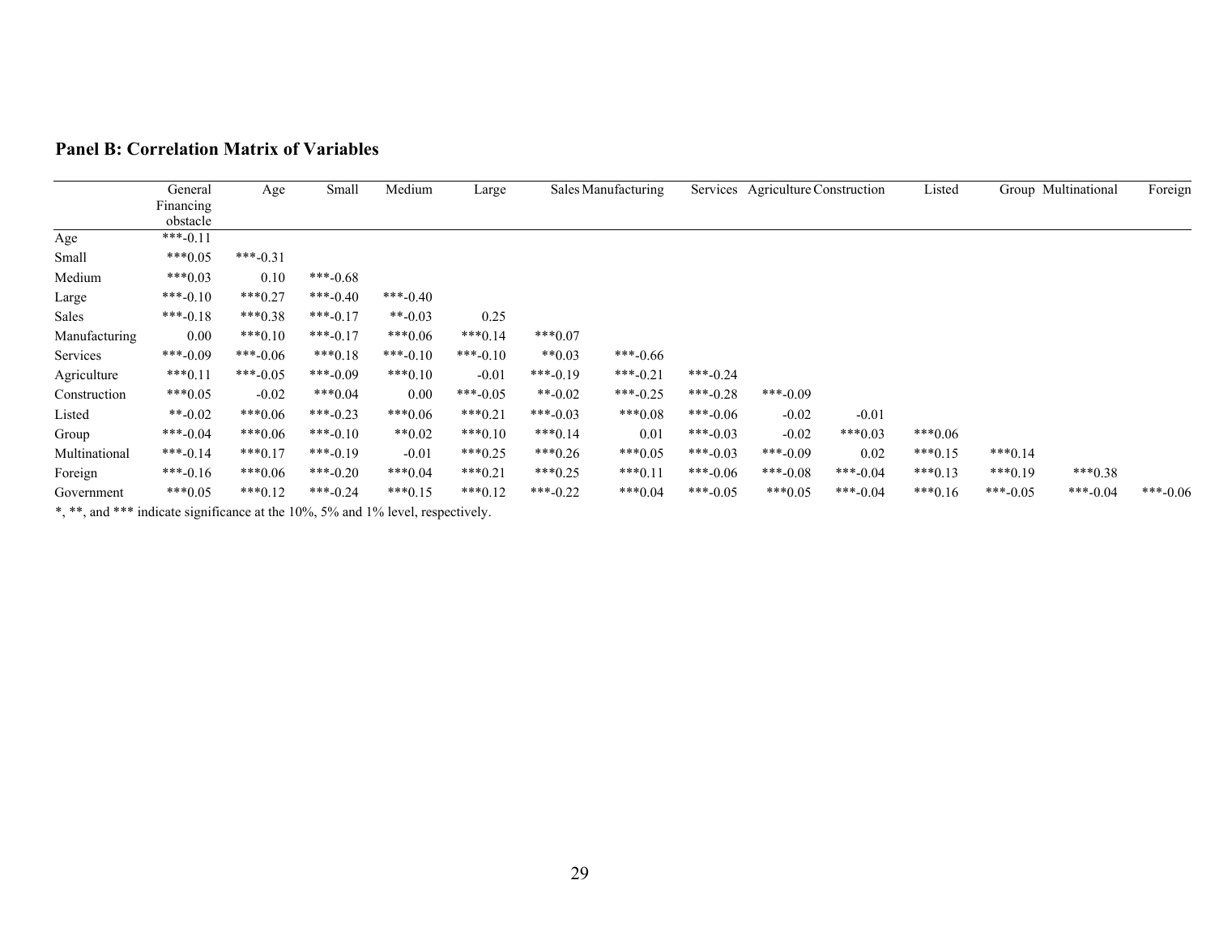### Panel B: Correlation Matrix of Variables

| | General Financing obstacle | Age | Small | Medium | Large | Sales | Manufacturing | Services | Agriculture | Construction | Listed | Group | Multinational | Foreign |
|---|---|---|---|---|---|---|---|---|---|---|---|---|---|---|
| Age | ***-0.11 | | | | | | | | | | | | | |
| Small | ***0.05 | ***-0.31 | | | | | | | | | | | | |
| Medium | ***0.03 | 0.10 | ***-0.68 | | | | | | | | | | | |
| Large | ***-0.10 | ***0.27 | ***-0.40 | ***-0.40 | | | | | | | | | | |
| Sales | ***-0.18 | ***0.38 | ***-0.17 | **-0.03 | 0.25 | | | | | | | | | |
| Manufacturing | 0.00 | ***0.10 | ***-0.17 | ***0.06 | ***0.14 | ***0.07 | | | | | | | | |
| Services | ***-0.09 | ***-0.06 | ***0.18 | ***-0.10 | ***-0.10 | **0.03 | ***-0.66 | | | | | | | |
| Agriculture | ***0.11 | ***-0.05 | ***-0.09 | ***0.10 | -0.01 | ***-0.19 | ***-0.21 | ***-0.24 | | | | | | |
| Construction | ***0.05 | -0.02 | ***0.04 | 0.00 | ***-0.05 | **-0.02 | ***-0.25 | ***-0.28 | ***-0.09 | | | | | |
| Listed | **-0.02 | ***0.06 | ***-0.23 | ***0.06 | ***0.21 | ***-0.03 | ***0.08 | ***-0.06 | -0.02 | -0.01 | | | | |
| Group | ***-0.04 | ***0.06 | ***-0.10 | **0.02 | ***0.10 | ***0.14 | 0.01 | ***-0.03 | -0.02 | ***0.03 | ***0.06 | | | |
| Multinational | ***-0.14 | ***0.17 | ***-0.19 | -0.01 | ***0.25 | ***0.26 | ***0.05 | ***-0.03 | ***-0.09 | 0.02 | ***0.15 | ***0.14 | | |
| Foreign | ***-0.16 | ***0.06 | ***-0.20 | ***0.04 | ***0.21 | ***0.25 | ***0.11 | ***-0.06 | ***-0.08 | ***-0.04 | ***0.13 | ***0.19 | ***0.38 | |
| Government | ***0.05 | ***0.12 | ***-0.24 | ***0.15 | ***0.12 | ***-0.22 | ***0.04 | ***-0.05 | ***0.05 | ***-0.04 | ***0.16 | ***-0.05 | ***-0.04 | ***-0.06 |

*, **, and *** indicate significance at the 10%, 5% and 1% level, respectively.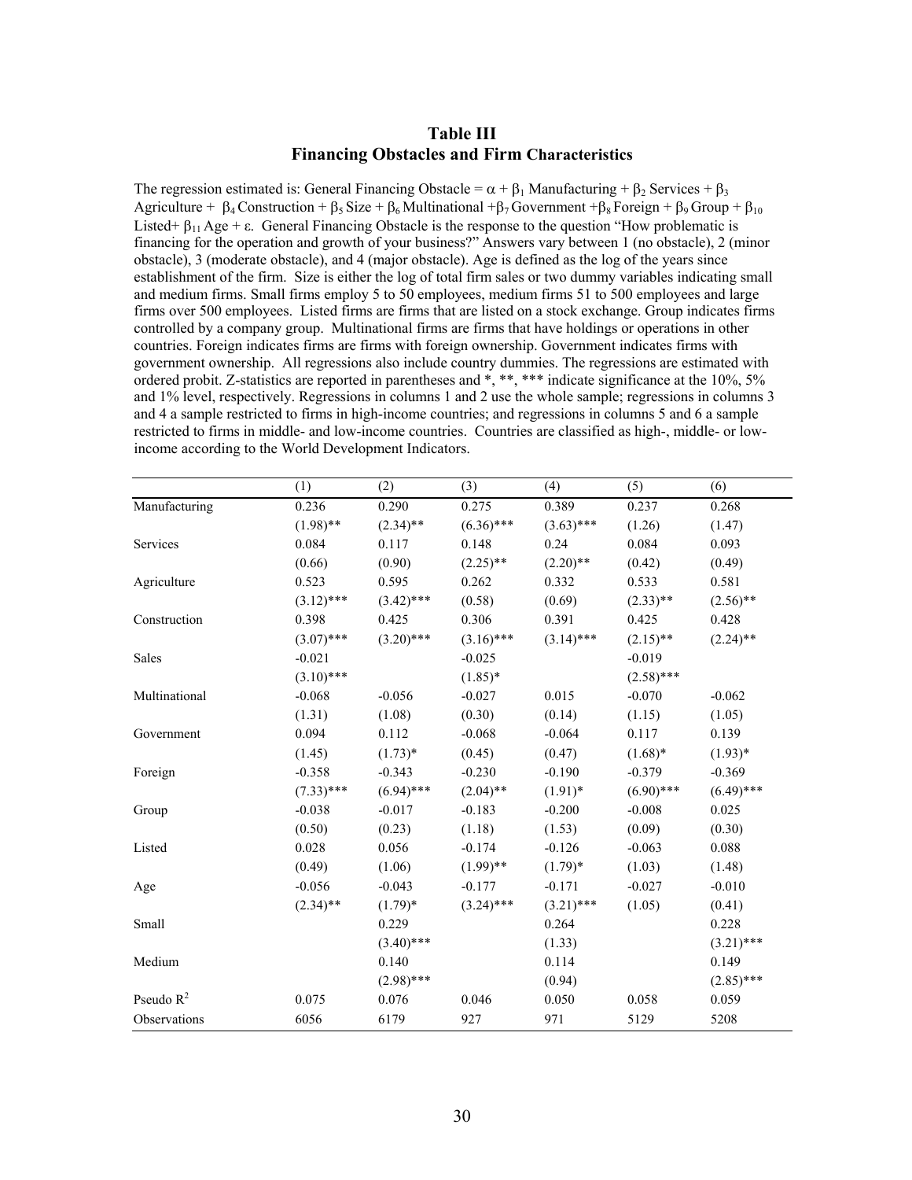## Table III
## Financing Obstacles and Firm Characteristics

The regression estimated is: General Financing Obstacle = $\alpha + \beta_1$ Manufacturing + $\beta_2$ Services + $\beta_3$ Agriculture + $\beta_4$ Construction + $\beta_5$ Size + $\beta_6$ Multinational + $\beta_7$ Government + $\beta_8$ Foreign + $\beta_9$ Group + $\beta_{10}$ Listed + $\beta_{11}$ Age + $\varepsilon$. General Financing Obstacle is the response to the question "How problematic is financing for the operation and growth of your business?" Answers vary between 1 (no obstacle), 2 (minor obstacle), 3 (moderate obstacle), and 4 (major obstacle). Age is defined as the log of the years since establishment of the firm. Size is either the log of total firm sales or two dummy variables indicating small and medium firms. Small firms employ 5 to 50 employees, medium firms 51 to 500 employees and large firms over 500 employees. Listed firms are firms that are listed on a stock exchange. Group indicates firms controlled by a company group. Multinational firms are firms that have holdings or operations in other countries. Foreign indicates firms are firms with foreign ownership. Government indicates firms with government ownership. All regressions also include country dummies. The regressions are estimated with ordered probit. Z-statistics are reported in parentheses and *, **, *** indicate significance at the 10%, 5% and 1% level, respectively. Regressions in columns 1 and 2 use the whole sample; regressions in columns 3 and 4 a sample restricted to firms in high-income countries; and regressions in columns 5 and 6 a sample restricted to firms in middle- and low-income countries. Countries are classified as high-, middle- or low-income according to the World Development Indicators.

| | (1) | (2) | (3) | (4) | (5) | (6) |
|---|---|---|---|---|---|---|
| Manufacturing | 0.236 | 0.290 | 0.275 | 0.389 | 0.237 | 0.268 |
| | (1.98)** | (2.34)** | (6.36)*** | (3.63)*** | (1.26) | (1.47) |
| Services | 0.084 | 0.117 | 0.148 | 0.24 | 0.084 | 0.093 |
| | (0.66) | (0.90) | (2.25)** | (2.20)** | (0.42) | (0.49) |
| Agriculture | 0.523 | 0.595 | 0.262 | 0.332 | 0.533 | 0.581 |
| | (3.12)*** | (3.42)*** | (0.58) | (0.69) | (2.33)** | (2.56)** |
| Construction | 0.398 | 0.425 | 0.306 | 0.391 | 0.425 | 0.428 |
| | (3.07)*** | (3.20)*** | (3.16)*** | (3.14)*** | (2.15)** | (2.24)** |
| Sales | -0.021 | | -0.025 | | -0.019 | |
| | (3.10)*** | | (1.85)* | | (2.58)*** | |
| Multinational | -0.068 | -0.056 | -0.027 | 0.015 | -0.070 | -0.062 |
| | (1.31) | (1.08) | (0.30) | (0.14) | (1.15) | (1.05) |
| Government | 0.094 | 0.112 | -0.068 | -0.064 | 0.117 | 0.139 |
| | (1.45) | (1.73)* | (0.45) | (0.47) | (1.68)* | (1.93)* |
| Foreign | -0.358 | -0.343 | -0.230 | -0.190 | -0.379 | -0.369 |
| | (7.33)*** | (6.94)*** | (2.04)** | (1.91)* | (6.90)*** | (6.49)*** |
| Group | -0.038 | -0.017 | -0.183 | -0.200 | -0.008 | 0.025 |
| | (0.50) | (0.23) | (1.18) | (1.53) | (0.09) | (0.30) |
| Listed | 0.028 | 0.056 | -0.174 | -0.126 | -0.063 | 0.088 |
| | (0.49) | (1.06) | (1.99)** | (1.79)* | (1.03) | (1.48) |
| Age | -0.056 | -0.043 | -0.177 | -0.171 | -0.027 | -0.010 |
| | (2.34)** | (1.79)* | (3.24)*** | (3.21)*** | (1.05) | (0.41) |
| Small | | 0.229 | | 0.264 | | 0.228 |
| | | (3.40)*** | | (1.33) | | (3.21)*** |
| Medium | | 0.140 | | 0.114 | | 0.149 |
| | | (2.98)*** | | (0.94) | | (2.85)*** |
| Pseudo $R^2$ | 0.075 | 0.076 | 0.046 | 0.050 | 0.058 | 0.059 |
| Observations | 6056 | 6179 | 927 | 971 | 5129 | 5208 |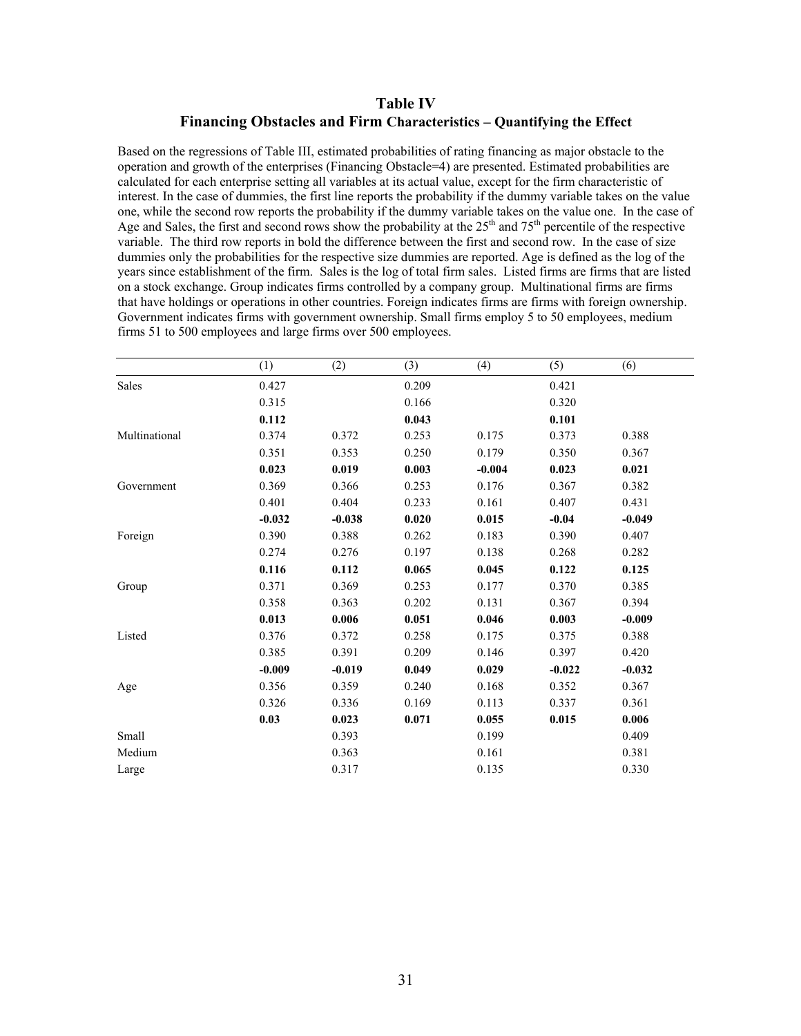## Table IV
### Financing Obstacles and Firm Characteristics – Quantifying the Effect

Based on the regressions of Table III, estimated probabilities of rating financing as major obstacle to the operation and growth of the enterprises (Financing Obstacle=4) are presented. Estimated probabilities are calculated for each enterprise setting all variables at its actual value, except for the firm characteristic of interest. In the case of dummies, the first line reports the probability if the dummy variable takes on the value one, while the second row reports the probability if the dummy variable takes on the value one. In the case of Age and Sales, the first and second rows show the probability at the 25[th] and 75[th] percentile of the respective variable. The third row reports in bold the difference between the first and second row. In the case of size dummies only the probabilities for the respective size dummies are reported. Age is defined as the log of the years since establishment of the firm. Sales is the log of total firm sales. Listed firms are firms that are listed on a stock exchange. Group indicates firms controlled by a company group. Multinational firms are firms that have holdings or operations in other countries. Foreign indicates firms are firms with foreign ownership. Government indicates firms with government ownership. Small firms employ 5 to 50 employees, medium firms 51 to 500 employees and large firms over 500 employees.

| | (1) | (2) | (3) | (4) | (5) | (6) |
|---|---|---|---|---|---|---|
| Sales | 0.427 | | 0.209 | | 0.421 | |
| | 0.315 | | 0.166 | | 0.320 | |
| | **0.112** | | **0.043** | | **0.101** | |
| Multinational | 0.374 | 0.372 | 0.253 | 0.175 | 0.373 | 0.388 |
| | 0.351 | 0.353 | 0.250 | 0.179 | 0.350 | 0.367 |
| | **0.023** | **0.019** | **0.003** | **-0.004** | **0.023** | **0.021** |
| Government | 0.369 | 0.366 | 0.253 | 0.176 | 0.367 | 0.382 |
| | 0.401 | 0.404 | 0.233 | 0.161 | 0.407 | 0.431 |
| | **-0.032** | **-0.038** | **0.020** | **0.015** | **-0.04** | **-0.049** |
| Foreign | 0.390 | 0.388 | 0.262 | 0.183 | 0.390 | 0.407 |
| | 0.274 | 0.276 | 0.197 | 0.138 | 0.268 | 0.282 |
| | **0.116** | **0.112** | **0.065** | **0.045** | **0.122** | **0.125** |
| Group | 0.371 | 0.369 | 0.253 | 0.177 | 0.370 | 0.385 |
| | 0.358 | 0.363 | 0.202 | 0.131 | 0.367 | 0.394 |
| | **0.013** | **0.006** | **0.051** | **0.046** | **0.003** | **-0.009** |
| Listed | 0.376 | 0.372 | 0.258 | 0.175 | 0.375 | 0.388 |
| | 0.385 | 0.391 | 0.209 | 0.146 | 0.397 | 0.420 |
| | **-0.009** | **-0.019** | **0.049** | **0.029** | **-0.022** | **-0.032** |
| Age | 0.356 | 0.359 | 0.240 | 0.168 | 0.352 | 0.367 |
| | 0.326 | 0.336 | 0.169 | 0.113 | 0.337 | 0.361 |
| | **0.03** | **0.023** | **0.071** | **0.055** | **0.015** | **0.006** |
| Small | | 0.393 | | 0.199 | | 0.409 |
| Medium | | 0.363 | | 0.161 | | 0.381 |
| Large | | 0.317 | | 0.135 | | 0.330 |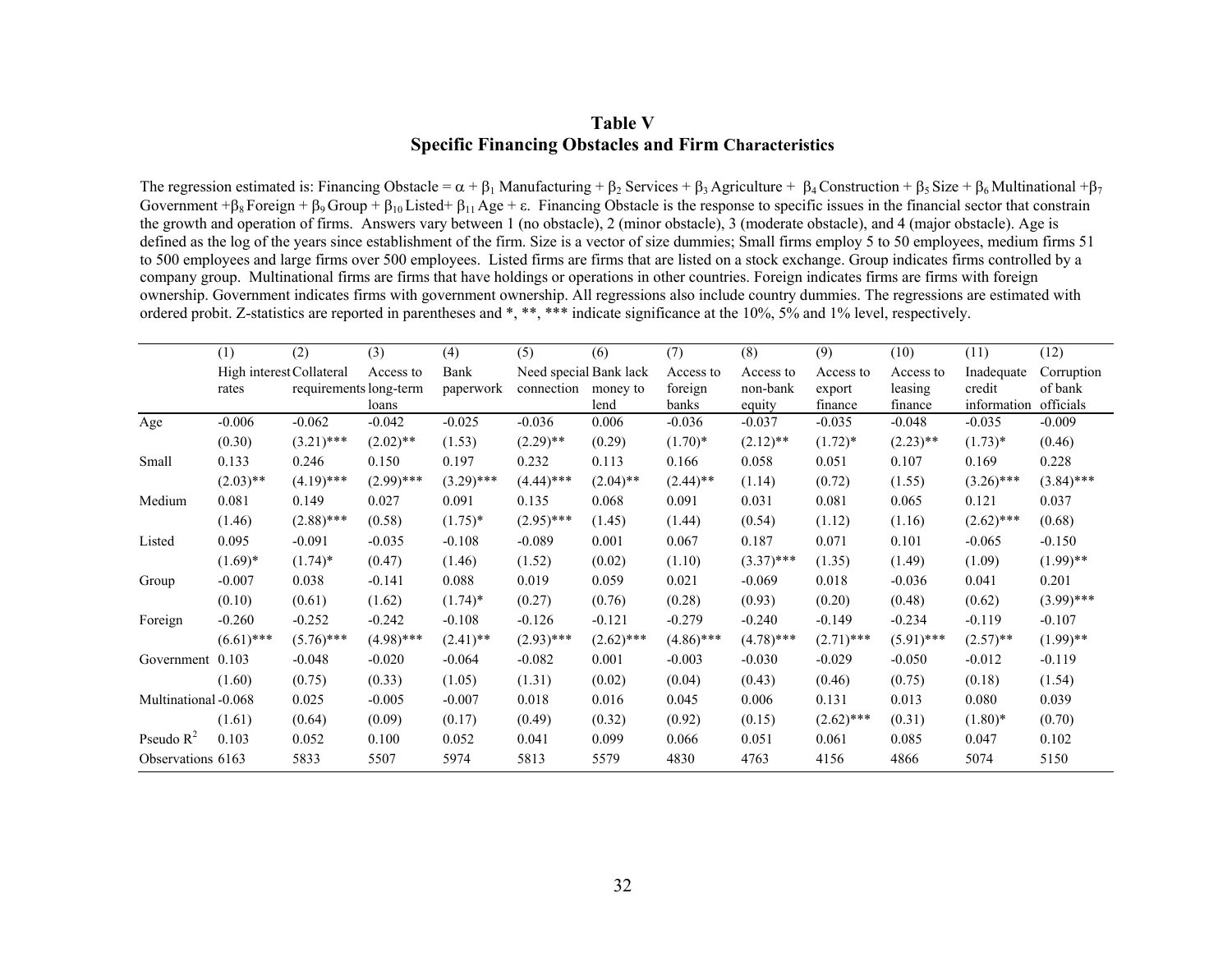# Table V
## Specific Financing Obstacles and Firm Characteristics

The regression estimated is: Financing Obstacle = $\alpha + \beta_1$ Manufacturing + $\beta_2$ Services + $\beta_3$ Agriculture + $\beta_4$ Construction + $\beta_5$ Size + $\beta_6$ Multinational + $\beta_7$ Government + $\beta_8$ Foreign + $\beta_9$ Group + $\beta_{10}$ Listed + $\beta_{11}$ Age + $\varepsilon$. Financing Obstacle is the response to specific issues in the financial sector that constrain the growth and operation of firms. Answers vary between 1 (no obstacle), 2 (minor obstacle), 3 (moderate obstacle), and 4 (major obstacle). Age is defined as the log of the years since establishment of the firm. Size is a vector of size dummies; Small firms employ 5 to 50 employees, medium firms 51 to 500 employees and large firms over 500 employees. Listed firms are firms that are listed on a stock exchange. Group indicates firms controlled by a company group. Multinational firms are firms that have holdings or operations in other countries. Foreign indicates firms are firms with foreign ownership. Government indicates firms with government ownership. All regressions also include country dummies. The regressions are estimated with ordered probit. Z-statistics are reported in parentheses and *, **, *** indicate significance at the 10%, 5% and 1% level, respectively.

| | (1) | (2) | (3) | (4) | (5) | (6) | (7) | (8) | (9) | (10) | (11) | (12) |
|---|---|---|---|---|---|---|---|---|---|---|---|---|
| | High interest rates | Collateral requirements | Access to long-term loans | Bank paperwork | Need special connection | Bank lack money to lend | Access to foreign banks | Access to non-bank equity | Access to export finance | Access to leasing finance | Inadequate credit information | Corruption of bank officials |
| Age | -0.006 | -0.062 | -0.042 | -0.025 | -0.036 | 0.006 | -0.036 | -0.037 | -0.035 | -0.048 | -0.035 | -0.009 |
| | (0.30) | (3.21)*** | (2.02)** | (1.53) | (2.29)** | (0.29) | (1.70)* | (2.12)** | (1.72)* | (2.23)** | (1.73)* | (0.46) |
| Small | 0.133 | 0.246 | 0.150 | 0.197 | 0.232 | 0.113 | 0.166 | 0.058 | 0.051 | 0.107 | 0.169 | 0.228 |
| | (2.03)** | (4.19)*** | (2.99)*** | (3.29)*** | (4.44)*** | (2.04)** | (2.44)** | (1.14) | (0.72) | (1.55) | (3.26)*** | (3.84)*** |
| Medium | 0.081 | 0.149 | 0.027 | 0.091 | 0.135 | 0.068 | 0.091 | 0.031 | 0.081 | 0.065 | 0.121 | 0.037 |
| | (1.46) | (2.88)*** | (0.58) | (1.75)* | (2.95)*** | (1.45) | (1.44) | (0.54) | (1.12) | (1.16) | (2.62)*** | (0.68) |
| Listed | 0.095 | -0.091 | -0.035 | -0.108 | -0.089 | 0.001 | 0.067 | 0.187 | 0.071 | 0.101 | -0.065 | -0.150 |
| | (1.69)* | (1.74)* | (0.47) | (1.46) | (1.52) | (0.02) | (1.10) | (3.37)*** | (1.35) | (1.49) | (1.09) | (1.99)** |
| Group | -0.007 | 0.038 | -0.141 | 0.088 | 0.019 | 0.059 | 0.021 | -0.069 | 0.018 | -0.036 | 0.041 | 0.201 |
| | (0.10) | (0.61) | (1.62) | (1.74)* | (0.27) | (0.76) | (0.28) | (0.93) | (0.20) | (0.48) | (0.62) | (3.99)*** |
| Foreign | -0.260 | -0.252 | -0.242 | -0.108 | -0.126 | -0.121 | -0.279 | -0.240 | -0.149 | -0.234 | -0.119 | -0.107 |
| | (6.61)*** | (5.76)*** | (4.98)*** | (2.41)** | (2.93)*** | (2.62)*** | (4.86)*** | (4.78)*** | (2.71)*** | (5.91)*** | (2.57)** | (1.99)** |
| Government | 0.103 | -0.048 | -0.020 | -0.064 | -0.082 | 0.001 | -0.003 | -0.030 | -0.029 | -0.050 | -0.012 | -0.119 |
| | (1.60) | (0.75) | (0.33) | (1.05) | (1.31) | (0.02) | (0.04) | (0.43) | (0.46) | (0.75) | (0.18) | (1.54) |
| Multinational | -0.068 | 0.025 | -0.005 | -0.007 | 0.018 | 0.016 | 0.045 | 0.006 | 0.131 | 0.013 | 0.080 | 0.039 |
| | (1.61) | (0.64) | (0.09) | (0.17) | (0.49) | (0.32) | (0.92) | (0.15) | (2.62)*** | (0.31) | (1.80)* | (0.70) |
| Pseudo $R^2$ | 0.103 | 0.052 | 0.100 | 0.052 | 0.041 | 0.099 | 0.066 | 0.051 | 0.061 | 0.085 | 0.047 | 0.102 |
| Observations | 6163 | 5833 | 5507 | 5974 | 5813 | 5579 | 4830 | 4763 | 4156 | 4866 | 5074 | 5150 |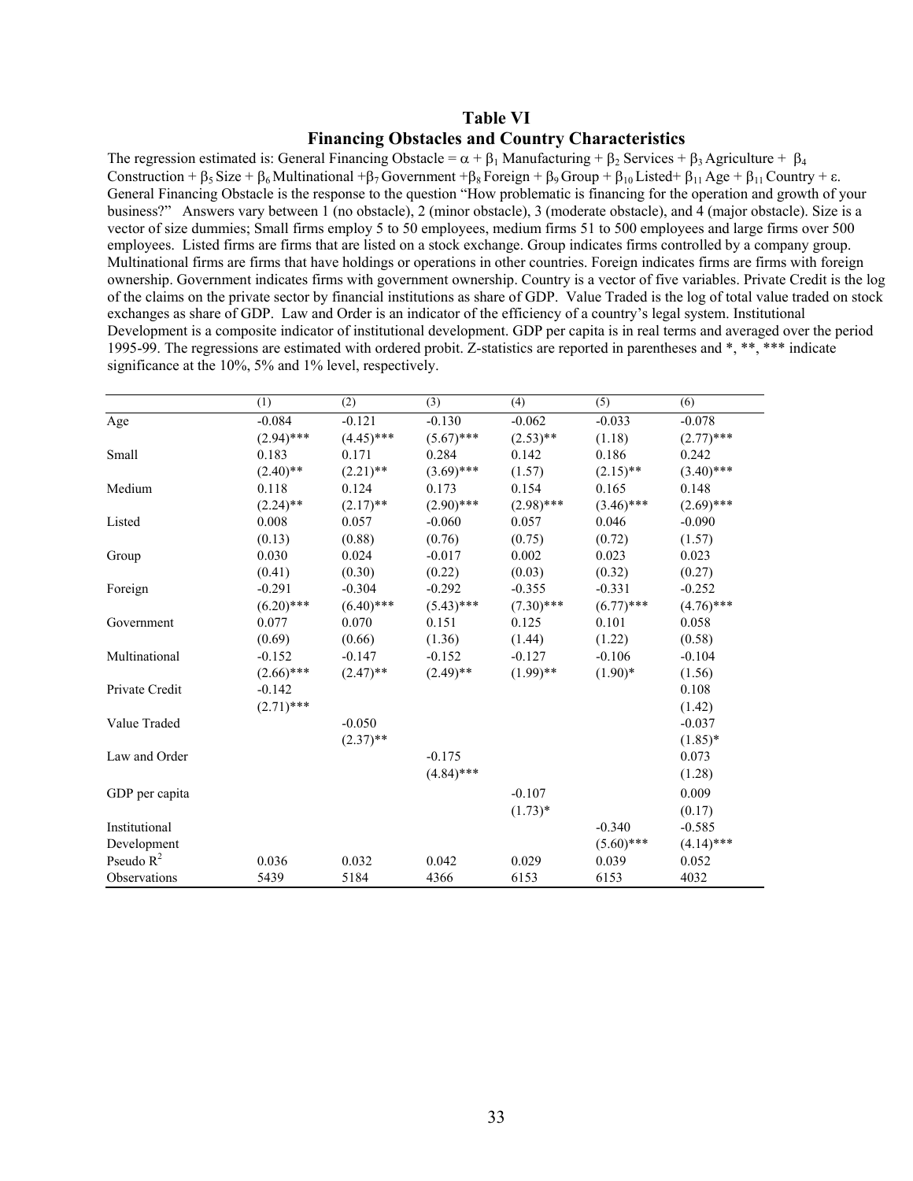# Table VI

## Financing Obstacles and Country Characteristics

The regression estimated is: General Financing Obstacle = $\alpha + \beta_1$ Manufacturing + $\beta_2$ Services + $\beta_3$ Agriculture + $\beta_4$ Construction + $\beta_5$ Size + $\beta_6$ Multinational + $\beta_7$ Government + $\beta_8$ Foreign + $\beta_9$ Group + $\beta_{10}$ Listed + $\beta_{11}$ Age + $\beta_{11}$ Country + $\varepsilon$. General Financing Obstacle is the response to the question "How problematic is financing for the operation and growth of your business?" Answers vary between 1 (no obstacle), 2 (minor obstacle), 3 (moderate obstacle), and 4 (major obstacle). Size is a vector of size dummies; Small firms employ 5 to 50 employees, medium firms 51 to 500 employees and large firms over 500 employees. Listed firms are firms that are listed on a stock exchange. Group indicates firms controlled by a company group. Multinational firms are firms that have holdings or operations in other countries. Foreign indicates firms are firms with foreign ownership. Government indicates firms with government ownership. Country is a vector of five variables. Private Credit is the log of the claims on the private sector by financial institutions as share of GDP. Value Traded is the log of total value traded on stock exchanges as share of GDP. Law and Order is an indicator of the efficiency of a country's legal system. Institutional Development is a composite indicator of institutional development. GDP per capita is in real terms and averaged over the period 1995-99. The regressions are estimated with ordered probit. Z-statistics are reported in parentheses and *, **, *** indicate significance at the 10%, 5% and 1% level, respectively.

| | (1) | (2) | (3) | (4) | (5) | (6) |
|---|---|---|---|---|---|---|
| Age | -0.084 | -0.121 | -0.130 | -0.062 | -0.033 | -0.078 |
| | (2.94)*** | (4.45)*** | (5.67)*** | (2.53)** | (1.18) | (2.77)*** |
| Small | 0.183 | 0.171 | 0.284 | 0.142 | 0.186 | 0.242 |
| | (2.40)** | (2.21)** | (3.69)*** | (1.57) | (2.15)** | (3.40)*** |
| Medium | 0.118 | 0.124 | 0.173 | 0.154 | 0.165 | 0.148 |
| | (2.24)** | (2.17)** | (2.90)*** | (2.98)*** | (3.46)*** | (2.69)*** |
| Listed | 0.008 | 0.057 | -0.060 | 0.057 | 0.046 | -0.090 |
| | (0.13) | (0.88) | (0.76) | (0.75) | (0.72) | (1.57) |
| Group | 0.030 | 0.024 | -0.017 | 0.002 | 0.023 | 0.023 |
| | (0.41) | (0.30) | (0.22) | (0.03) | (0.32) | (0.27) |
| Foreign | -0.291 | -0.304 | -0.292 | -0.355 | -0.331 | -0.252 |
| | (6.20)*** | (6.40)*** | (5.43)*** | (7.30)*** | (6.77)*** | (4.76)*** |
| Government | 0.077 | 0.070 | 0.151 | 0.125 | 0.101 | 0.058 |
| | (0.69) | (0.66) | (1.36) | (1.44) | (1.22) | (0.58) |
| Multinational | -0.152 | -0.147 | -0.152 | -0.127 | -0.106 | -0.104 |
| | (2.66)*** | (2.47)** | (2.49)** | (1.99)** | (1.90)* | (1.56) |
| Private Credit | -0.142 | | | | | 0.108 |
| | (2.71)*** | | | | | (1.42) |
| Value Traded | | -0.050 | | | | -0.037 |
| | | (2.37)** | | | | (1.85)* |
| Law and Order | | | -0.175 | | | 0.073 |
| | | | (4.84)*** | | | (1.28) |
| GDP per capita | | | | -0.107 | | 0.009 |
| | | | | (1.73)* | | (0.17) |
| Institutional Development | | | | | -0.340 | -0.585 |
| | | | | | (5.60)*** | (4.14)*** |
| Pseudo $R^2$ | 0.036 | 0.032 | 0.042 | 0.029 | 0.039 | 0.052 |
| Observations | 5439 | 5184 | 4366 | 6153 | 6153 | 4032 |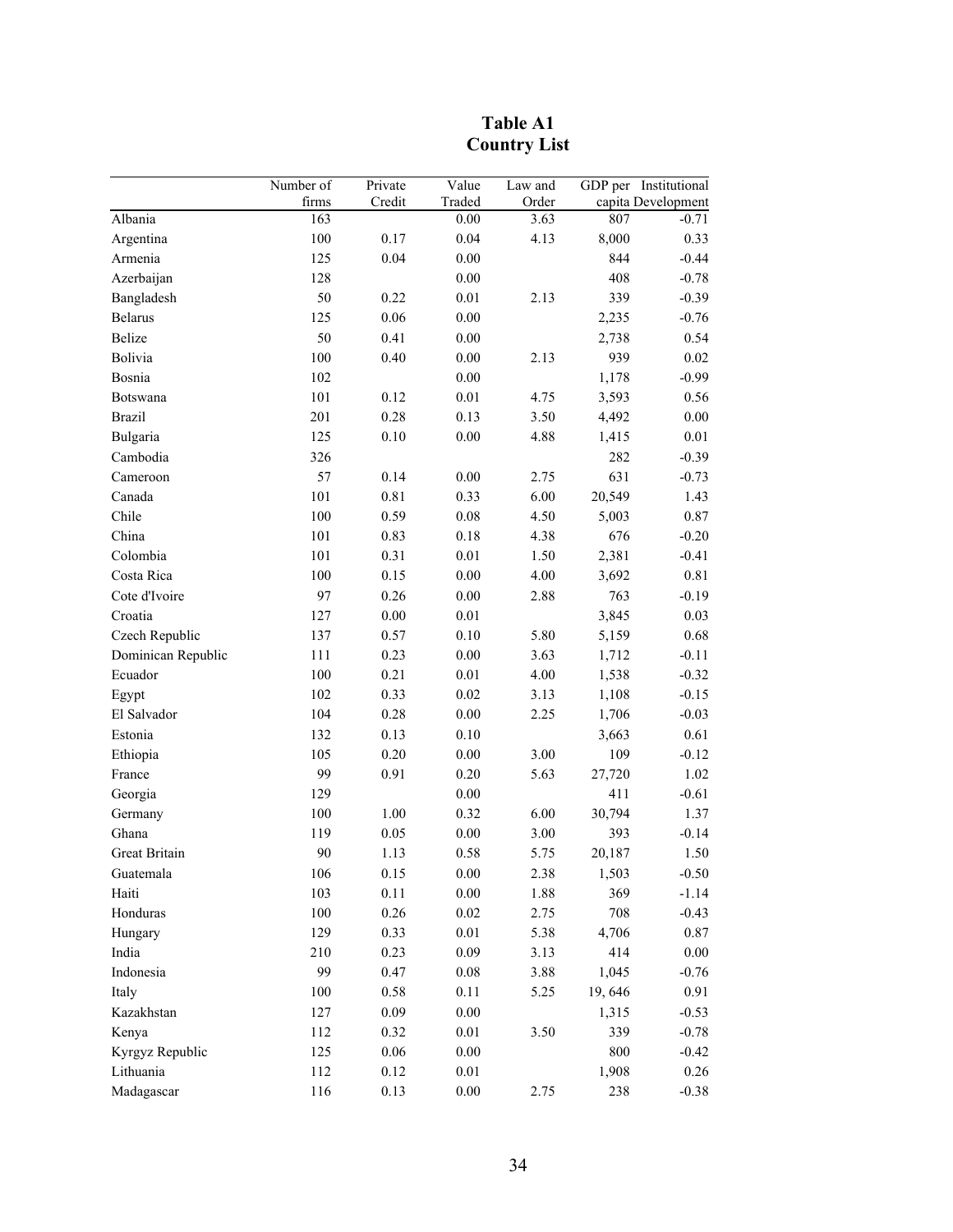# Table A1
# Country List

| | Number of firms | Private Credit | Value Traded | Law and Order | GDP per capita | Institutional Development |
|---|---|---|---|---|---|---|
| Albania | 163 | | 0.00 | 3.63 | 807 | -0.71 |
| Argentina | 100 | 0.17 | 0.04 | 4.13 | 8,000 | 0.33 |
| Armenia | 125 | 0.04 | 0.00 | | 844 | -0.44 |
| Azerbaijan | 128 | | 0.00 | | 408 | -0.78 |
| Bangladesh | 50 | 0.22 | 0.01 | 2.13 | 339 | -0.39 |
| Belarus | 125 | 0.06 | 0.00 | | 2,235 | -0.76 |
| Belize | 50 | 0.41 | 0.00 | | 2,738 | 0.54 |
| Bolivia | 100 | 0.40 | 0.00 | 2.13 | 939 | 0.02 |
| Bosnia | 102 | | 0.00 | | 1,178 | -0.99 |
| Botswana | 101 | 0.12 | 0.01 | 4.75 | 3,593 | 0.56 |
| Brazil | 201 | 0.28 | 0.13 | 3.50 | 4,492 | 0.00 |
| Bulgaria | 125 | 0.10 | 0.00 | 4.88 | 1,415 | 0.01 |
| Cambodia | 326 | | | | 282 | -0.39 |
| Cameroon | 57 | 0.14 | 0.00 | 2.75 | 631 | -0.73 |
| Canada | 101 | 0.81 | 0.33 | 6.00 | 20,549 | 1.43 |
| Chile | 100 | 0.59 | 0.08 | 4.50 | 5,003 | 0.87 |
| China | 101 | 0.83 | 0.18 | 4.38 | 676 | -0.20 |
| Colombia | 101 | 0.31 | 0.01 | 1.50 | 2,381 | -0.41 |
| Costa Rica | 100 | 0.15 | 0.00 | 4.00 | 3,692 | 0.81 |
| Cote d'Ivoire | 97 | 0.26 | 0.00 | 2.88 | 763 | -0.19 |
| Croatia | 127 | 0.00 | 0.01 | | 3,845 | 0.03 |
| Czech Republic | 137 | 0.57 | 0.10 | 5.80 | 5,159 | 0.68 |
| Dominican Republic | 111 | 0.23 | 0.00 | 3.63 | 1,712 | -0.11 |
| Ecuador | 100 | 0.21 | 0.01 | 4.00 | 1,538 | -0.32 |
| Egypt | 102 | 0.33 | 0.02 | 3.13 | 1,108 | -0.15 |
| El Salvador | 104 | 0.28 | 0.00 | 2.25 | 1,706 | -0.03 |
| Estonia | 132 | 0.13 | 0.10 | | 3,663 | 0.61 |
| Ethiopia | 105 | 0.20 | 0.00 | 3.00 | 109 | -0.12 |
| France | 99 | 0.91 | 0.20 | 5.63 | 27,720 | 1.02 |
| Georgia | 129 | | 0.00 | | 411 | -0.61 |
| Germany | 100 | 1.00 | 0.32 | 6.00 | 30,794 | 1.37 |
| Ghana | 119 | 0.05 | 0.00 | 3.00 | 393 | -0.14 |
| Great Britain | 90 | 1.13 | 0.58 | 5.75 | 20,187 | 1.50 |
| Guatemala | 106 | 0.15 | 0.00 | 2.38 | 1,503 | -0.50 |
| Haiti | 103 | 0.11 | 0.00 | 1.88 | 369 | -1.14 |
| Honduras | 100 | 0.26 | 0.02 | 2.75 | 708 | -0.43 |
| Hungary | 129 | 0.33 | 0.01 | 5.38 | 4,706 | 0.87 |
| India | 210 | 0.23 | 0.09 | 3.13 | 414 | 0.00 |
| Indonesia | 99 | 0.47 | 0.08 | 3.88 | 1,045 | -0.76 |
| Italy | 100 | 0.58 | 0.11 | 5.25 | 19, 646 | 0.91 |
| Kazakhstan | 127 | 0.09 | 0.00 | | 1,315 | -0.53 |
| Kenya | 112 | 0.32 | 0.01 | 3.50 | 339 | -0.78 |
| Kyrgyz Republic | 125 | 0.06 | 0.00 | | 800 | -0.42 |
| Lithuania | 112 | 0.12 | 0.01 | | 1,908 | 0.26 |
| Madagascar | 116 | 0.13 | 0.00 | 2.75 | 238 | -0.38 |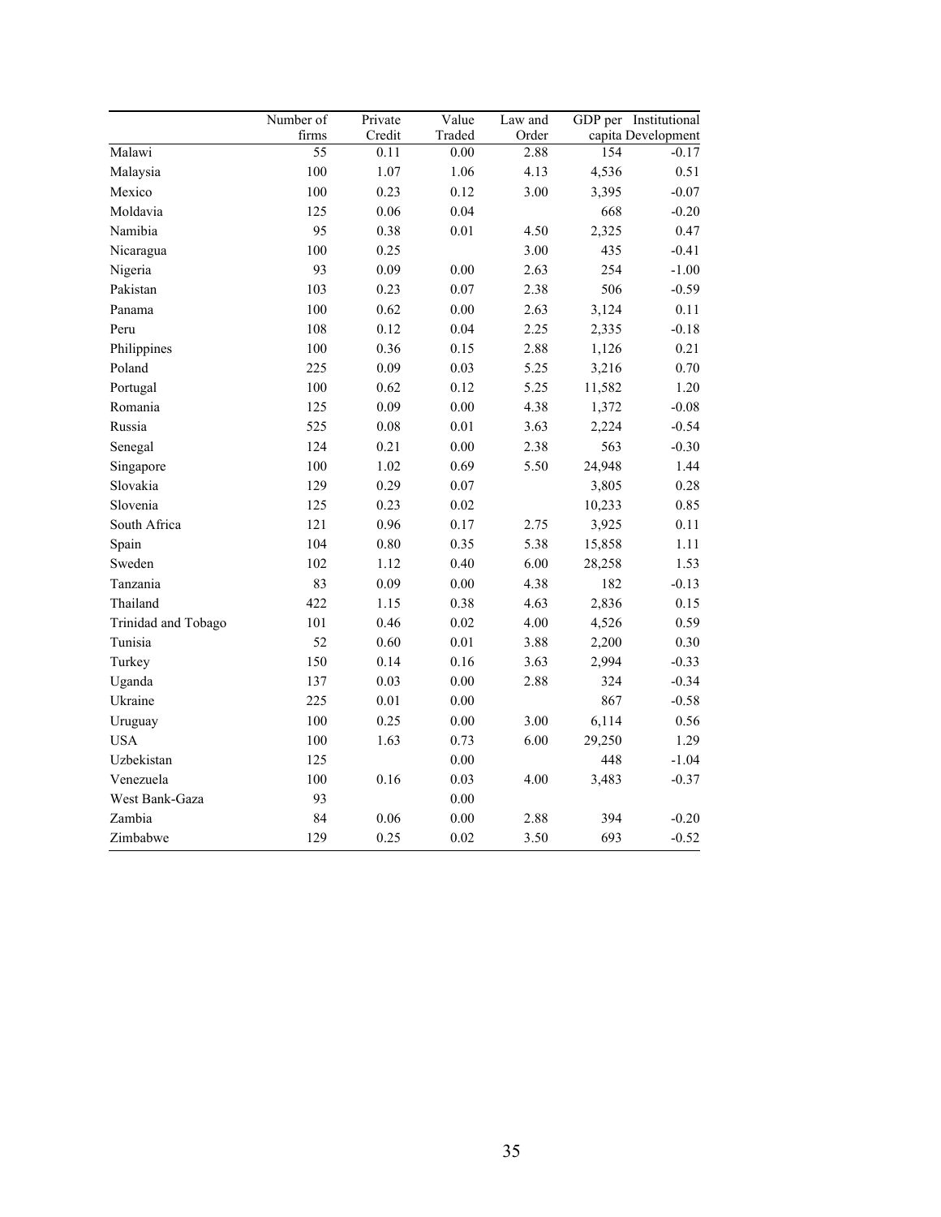| | Number of firms | Private Credit | Value Traded | Law and Order | GDP per capita | Institutional Development |
|---|---|---|---|---|---|---|
| Malawi | 55 | 0.11 | 0.00 | 2.88 | 154 | -0.17 |
| Malaysia | 100 | 1.07 | 1.06 | 4.13 | 4,536 | 0.51 |
| Mexico | 100 | 0.23 | 0.12 | 3.00 | 3,395 | -0.07 |
| Moldavia | 125 | 0.06 | 0.04 | | 668 | -0.20 |
| Namibia | 95 | 0.38 | 0.01 | 4.50 | 2,325 | 0.47 |
| Nicaragua | 100 | 0.25 | | 3.00 | 435 | -0.41 |
| Nigeria | 93 | 0.09 | 0.00 | 2.63 | 254 | -1.00 |
| Pakistan | 103 | 0.23 | 0.07 | 2.38 | 506 | -0.59 |
| Panama | 100 | 0.62 | 0.00 | 2.63 | 3,124 | 0.11 |
| Peru | 108 | 0.12 | 0.04 | 2.25 | 2,335 | -0.18 |
| Philippines | 100 | 0.36 | 0.15 | 2.88 | 1,126 | 0.21 |
| Poland | 225 | 0.09 | 0.03 | 5.25 | 3,216 | 0.70 |
| Portugal | 100 | 0.62 | 0.12 | 5.25 | 11,582 | 1.20 |
| Romania | 125 | 0.09 | 0.00 | 4.38 | 1,372 | -0.08 |
| Russia | 525 | 0.08 | 0.01 | 3.63 | 2,224 | -0.54 |
| Senegal | 124 | 0.21 | 0.00 | 2.38 | 563 | -0.30 |
| Singapore | 100 | 1.02 | 0.69 | 5.50 | 24,948 | 1.44 |
| Slovakia | 129 | 0.29 | 0.07 | | 3,805 | 0.28 |
| Slovenia | 125 | 0.23 | 0.02 | | 10,233 | 0.85 |
| South Africa | 121 | 0.96 | 0.17 | 2.75 | 3,925 | 0.11 |
| Spain | 104 | 0.80 | 0.35 | 5.38 | 15,858 | 1.11 |
| Sweden | 102 | 1.12 | 0.40 | 6.00 | 28,258 | 1.53 |
| Tanzania | 83 | 0.09 | 0.00 | 4.38 | 182 | -0.13 |
| Thailand | 422 | 1.15 | 0.38 | 4.63 | 2,836 | 0.15 |
| Trinidad and Tobago | 101 | 0.46 | 0.02 | 4.00 | 4,526 | 0.59 |
| Tunisia | 52 | 0.60 | 0.01 | 3.88 | 2,200 | 0.30 |
| Turkey | 150 | 0.14 | 0.16 | 3.63 | 2,994 | -0.33 |
| Uganda | 137 | 0.03 | 0.00 | 2.88 | 324 | -0.34 |
| Ukraine | 225 | 0.01 | 0.00 | | 867 | -0.58 |
| Uruguay | 100 | 0.25 | 0.00 | 3.00 | 6,114 | 0.56 |
| USA | 100 | 1.63 | 0.73 | 6.00 | 29,250 | 1.29 |
| Uzbekistan | 125 | | 0.00 | | 448 | -1.04 |
| Venezuela | 100 | 0.16 | 0.03 | 4.00 | 3,483 | -0.37 |
| West Bank-Gaza | 93 | | 0.00 | | | |
| Zambia | 84 | 0.06 | 0.00 | 2.88 | 394 | -0.20 |
| Zimbabwe | 129 | 0.25 | 0.02 | 3.50 | 693 | -0.52 |